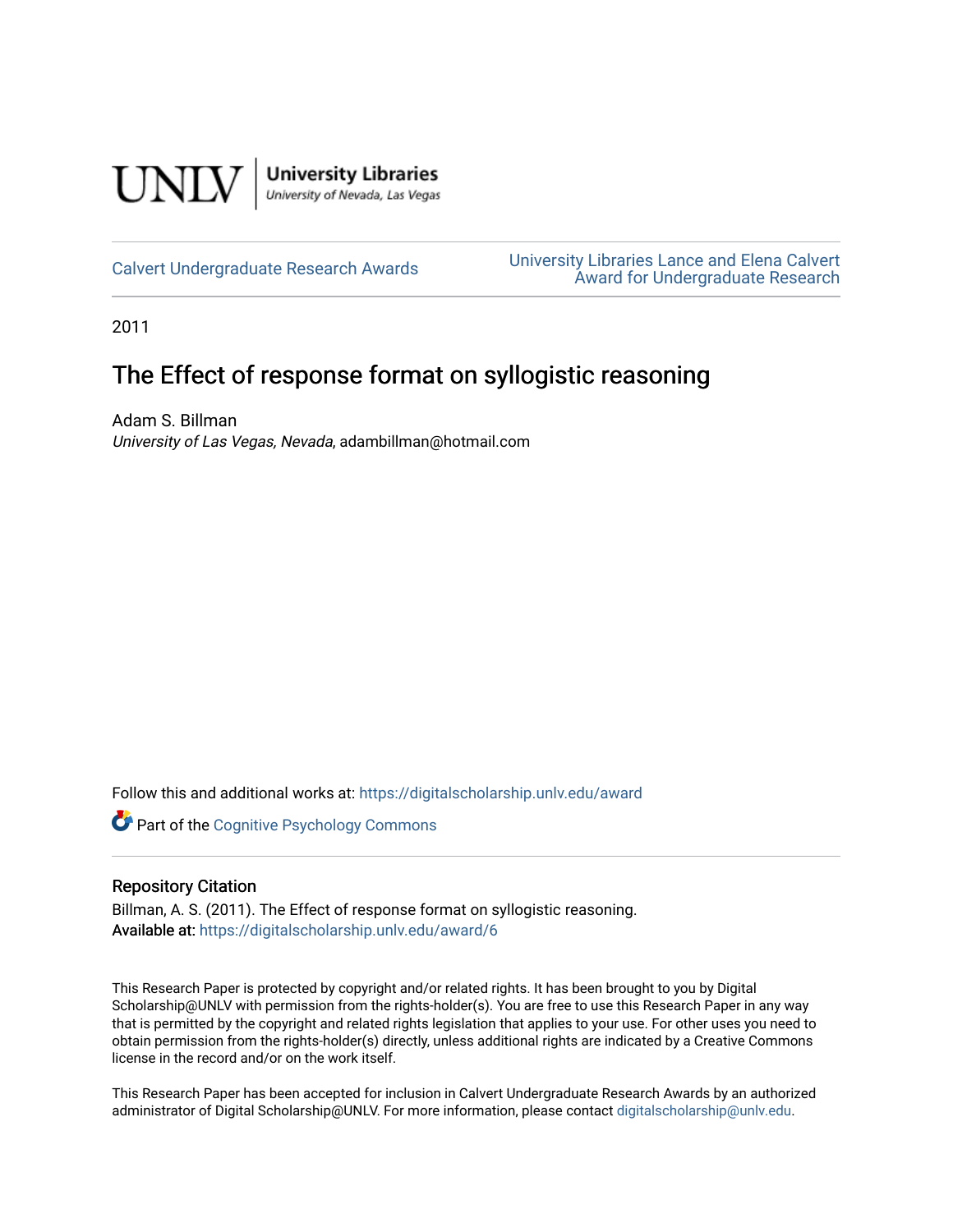UNLV | University Libraries
University of Nevada, Las Vegas

Calvert Undergraduate Research Awards

University Libraries Lance and Elena Calvert Award for Undergraduate Research

2011

# The Effect of response format on syllogistic reasoning

Adam S. Billman
*University of Las Vegas, Nevada*, adambillman@hotmail.com

Follow this and additional works at: https://digitalscholarship.unlv.edu/award

Part of the Cognitive Psychology Commons

## Repository Citation

Billman, A. S. (2011). The Effect of response format on syllogistic reasoning.
**Available at:** https://digitalscholarship.unlv.edu/award/6

This Research Paper is protected by copyright and/or related rights. It has been brought to you by Digital Scholarship@UNLV with permission from the rights-holder(s). You are free to use this Research Paper in any way that is permitted by the copyright and related rights legislation that applies to your use. For other uses you need to obtain permission from the rights-holder(s) directly, unless additional rights are indicated by a Creative Commons license in the record and/or on the work itself.

This Research Paper has been accepted for inclusion in Calvert Undergraduate Research Awards by an authorized administrator of Digital Scholarship@UNLV. For more information, please contact digitalscholarship@unlv.edu.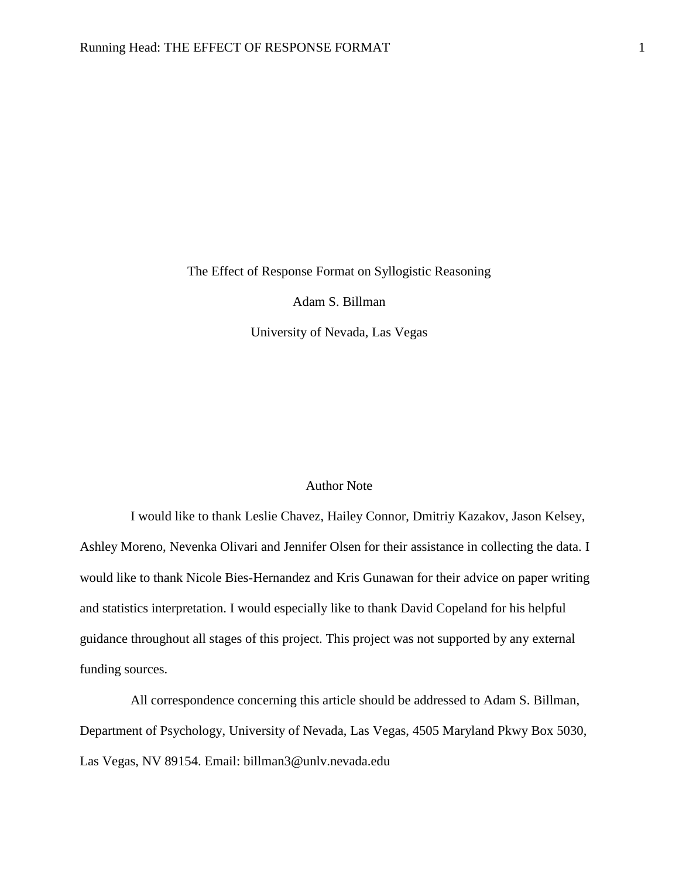# The Effect of Response Format on Syllogistic Reasoning

Adam S. Billman

University of Nevada, Las Vegas

## Author Note

I would like to thank Leslie Chavez, Hailey Connor, Dmitriy Kazakov, Jason Kelsey, Ashley Moreno, Nevenka Olivari and Jennifer Olsen for their assistance in collecting the data. I would like to thank Nicole Bies-Hernandez and Kris Gunawan for their advice on paper writing and statistics interpretation. I would especially like to thank David Copeland for his helpful guidance throughout all stages of this project. This project was not supported by any external funding sources.

All correspondence concerning this article should be addressed to Adam S. Billman, Department of Psychology, University of Nevada, Las Vegas, 4505 Maryland Pkwy Box 5030, Las Vegas, NV 89154. Email: billman3@unlv.nevada.edu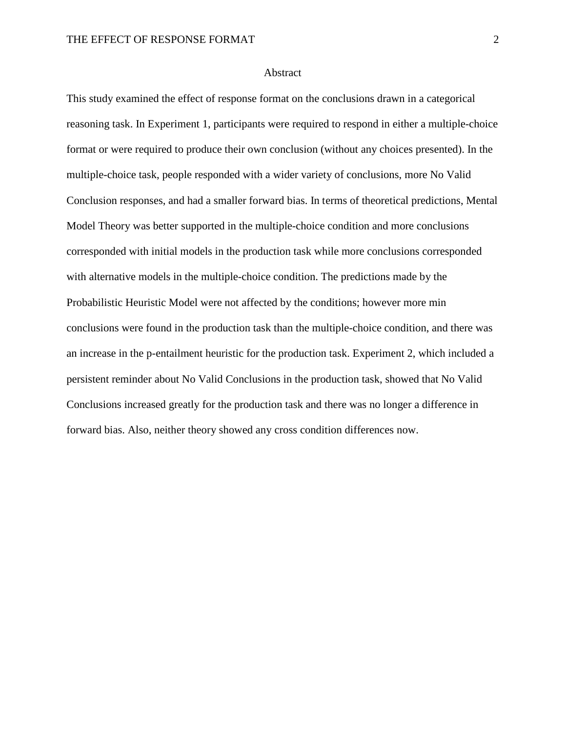# Abstract

This study examined the effect of response format on the conclusions drawn in a categorical reasoning task. In Experiment 1, participants were required to respond in either a multiple-choice format or were required to produce their own conclusion (without any choices presented). In the multiple-choice task, people responded with a wider variety of conclusions, more No Valid Conclusion responses, and had a smaller forward bias. In terms of theoretical predictions, Mental Model Theory was better supported in the multiple-choice condition and more conclusions corresponded with initial models in the production task while more conclusions corresponded with alternative models in the multiple-choice condition. The predictions made by the Probabilistic Heuristic Model were not affected by the conditions; however more min conclusions were found in the production task than the multiple-choice condition, and there was an increase in the p-entailment heuristic for the production task. Experiment 2, which included a persistent reminder about No Valid Conclusions in the production task, showed that No Valid Conclusions increased greatly for the production task and there was no longer a difference in forward bias. Also, neither theory showed any cross condition differences now.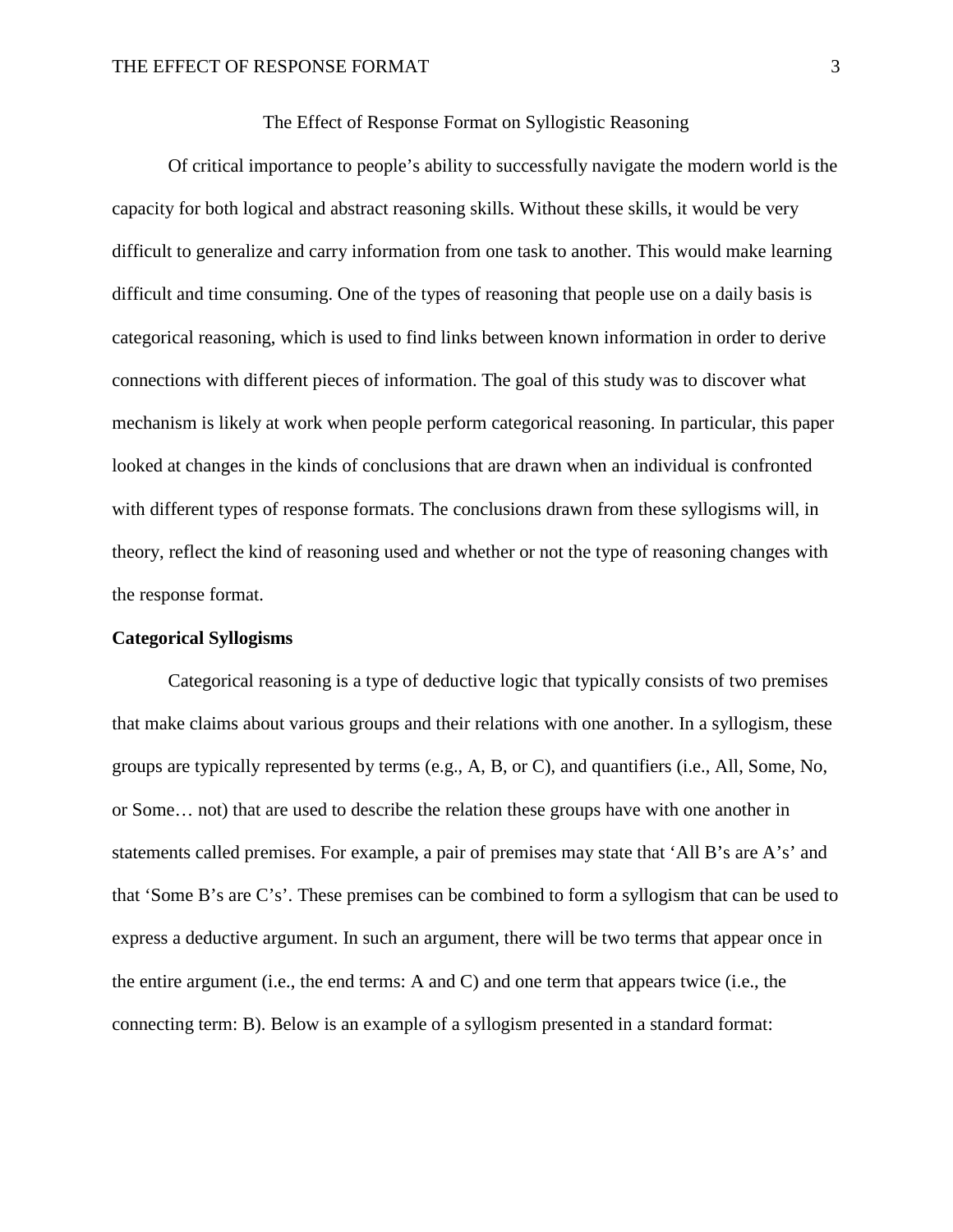# The Effect of Response Format on Syllogistic Reasoning

Of critical importance to people's ability to successfully navigate the modern world is the capacity for both logical and abstract reasoning skills. Without these skills, it would be very difficult to generalize and carry information from one task to another. This would make learning difficult and time consuming. One of the types of reasoning that people use on a daily basis is categorical reasoning, which is used to find links between known information in order to derive connections with different pieces of information. The goal of this study was to discover what mechanism is likely at work when people perform categorical reasoning. In particular, this paper looked at changes in the kinds of conclusions that are drawn when an individual is confronted with different types of response formats. The conclusions drawn from these syllogisms will, in theory, reflect the kind of reasoning used and whether or not the type of reasoning changes with the response format.

## Categorical Syllogisms

Categorical reasoning is a type of deductive logic that typically consists of two premises that make claims about various groups and their relations with one another. In a syllogism, these groups are typically represented by terms (e.g., A, B, or C), and quantifiers (i.e., All, Some, No, or Some… not) that are used to describe the relation these groups have with one another in statements called premises. For example, a pair of premises may state that 'All B's are A's' and that 'Some B's are C's'. These premises can be combined to form a syllogism that can be used to express a deductive argument. In such an argument, there will be two terms that appear once in the entire argument (i.e., the end terms: A and C) and one term that appears twice (i.e., the connecting term: B). Below is an example of a syllogism presented in a standard format: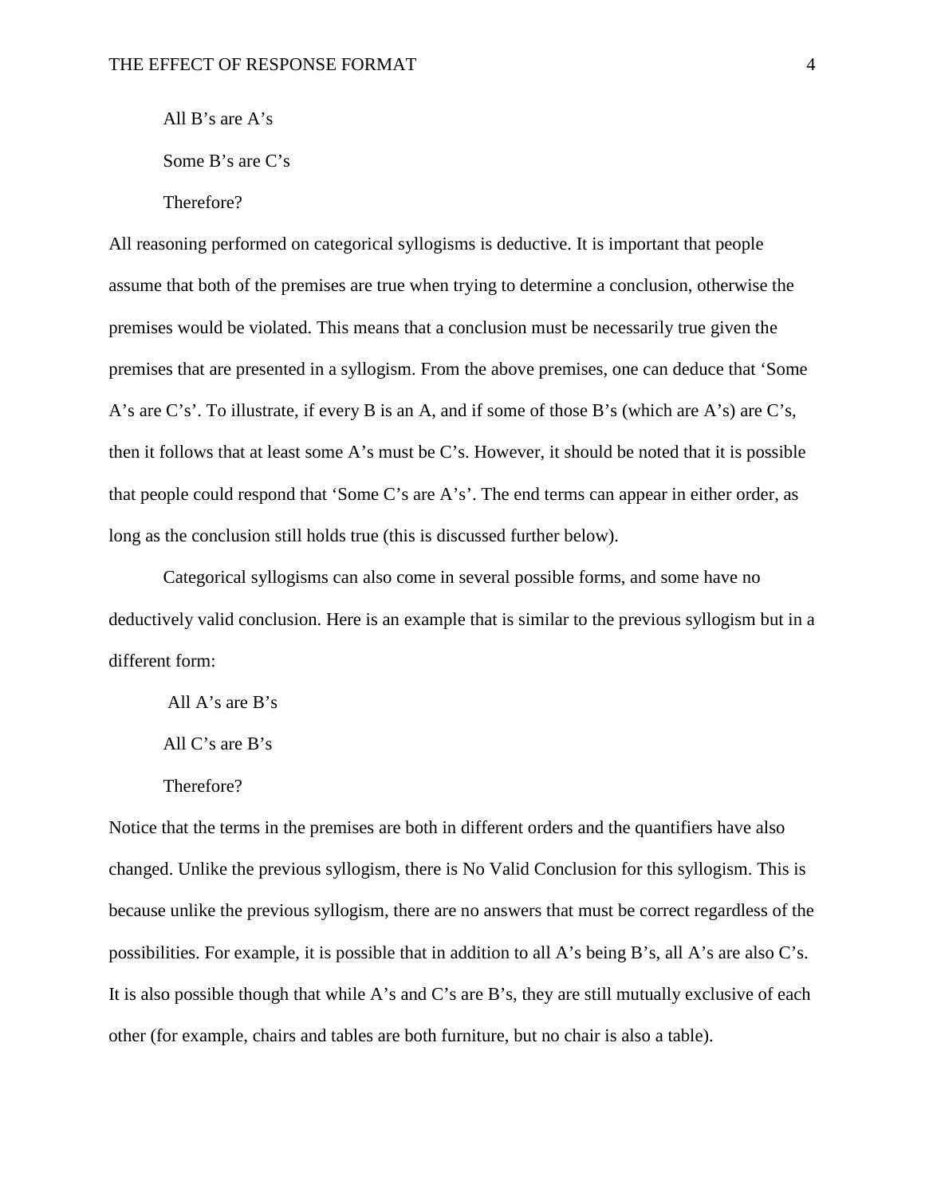All B's are A's

Some B's are C's

Therefore?

All reasoning performed on categorical syllogisms is deductive. It is important that people assume that both of the premises are true when trying to determine a conclusion, otherwise the premises would be violated. This means that a conclusion must be necessarily true given the premises that are presented in a syllogism. From the above premises, one can deduce that 'Some A's are C's'. To illustrate, if every B is an A, and if some of those B's (which are A's) are C's, then it follows that at least some A's must be C's. However, it should be noted that it is possible that people could respond that 'Some C's are A's'. The end terms can appear in either order, as long as the conclusion still holds true (this is discussed further below).

Categorical syllogisms can also come in several possible forms, and some have no deductively valid conclusion. Here is an example that is similar to the previous syllogism but in a different form:

All A's are B's

All C's are B's

Therefore?

Notice that the terms in the premises are both in different orders and the quantifiers have also changed. Unlike the previous syllogism, there is No Valid Conclusion for this syllogism. This is because unlike the previous syllogism, there are no answers that must be correct regardless of the possibilities. For example, it is possible that in addition to all A's being B's, all A's are also C's. It is also possible though that while A's and C's are B's, they are still mutually exclusive of each other (for example, chairs and tables are both furniture, but no chair is also a table).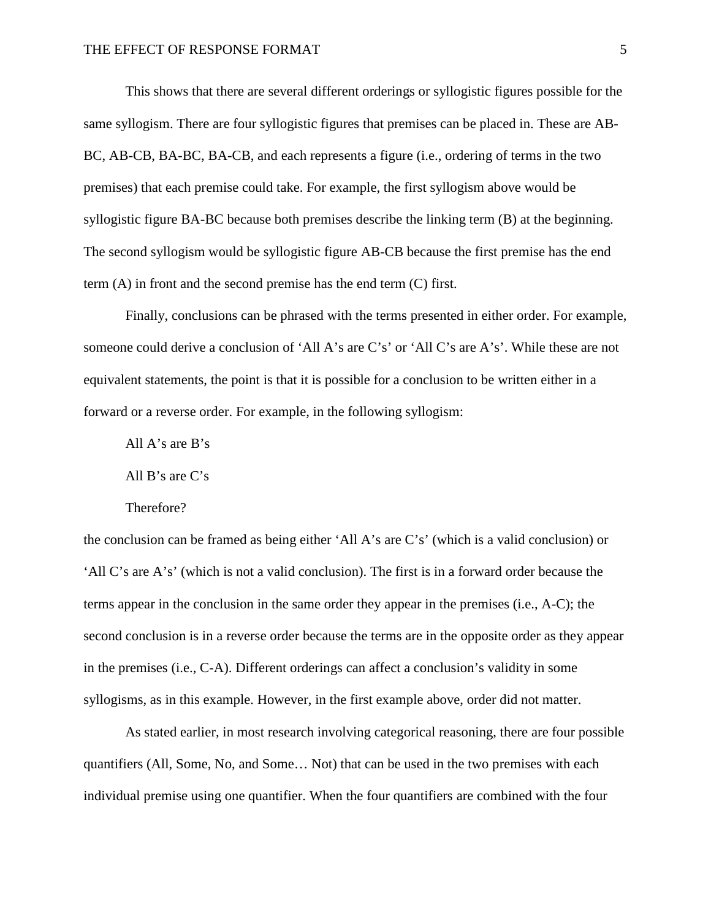This shows that there are several different orderings or syllogistic figures possible for the same syllogism. There are four syllogistic figures that premises can be placed in. These are AB-BC, AB-CB, BA-BC, BA-CB, and each represents a figure (i.e., ordering of terms in the two premises) that each premise could take. For example, the first syllogism above would be syllogistic figure BA-BC because both premises describe the linking term (B) at the beginning. The second syllogism would be syllogistic figure AB-CB because the first premise has the end term (A) in front and the second premise has the end term (C) first.

Finally, conclusions can be phrased with the terms presented in either order. For example, someone could derive a conclusion of 'All A's are C's' or 'All C's are A's'. While these are not equivalent statements, the point is that it is possible for a conclusion to be written either in a forward or a reverse order. For example, in the following syllogism:

All A's are B's

All B's are C's

Therefore?

the conclusion can be framed as being either 'All A's are C's' (which is a valid conclusion) or 'All C's are A's' (which is not a valid conclusion). The first is in a forward order because the terms appear in the conclusion in the same order they appear in the premises (i.e., A-C); the second conclusion is in a reverse order because the terms are in the opposite order as they appear in the premises (i.e., C-A). Different orderings can affect a conclusion's validity in some syllogisms, as in this example. However, in the first example above, order did not matter.

As stated earlier, in most research involving categorical reasoning, there are four possible quantifiers (All, Some, No, and Some… Not) that can be used in the two premises with each individual premise using one quantifier. When the four quantifiers are combined with the four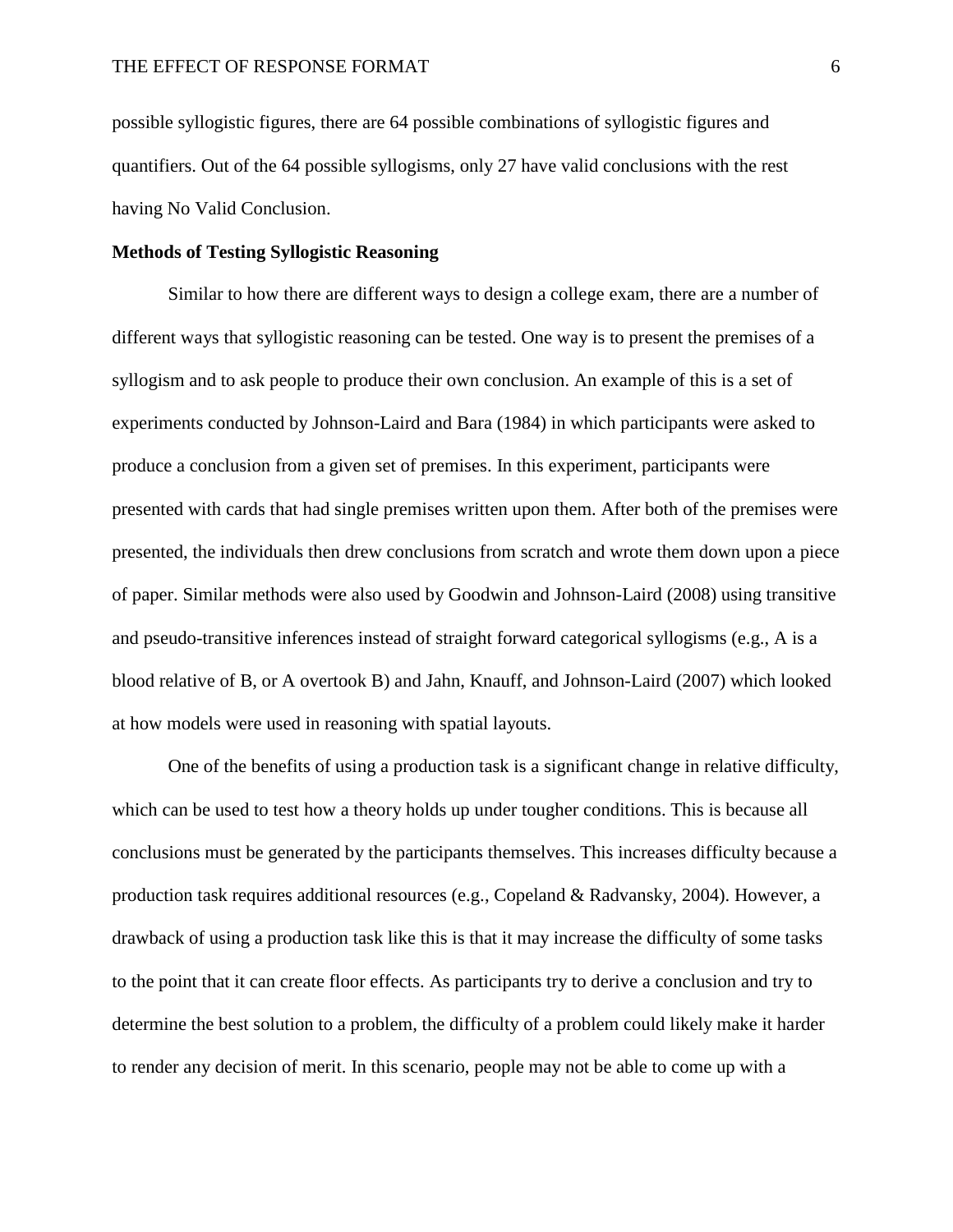possible syllogistic figures, there are 64 possible combinations of syllogistic figures and quantifiers. Out of the 64 possible syllogisms, only 27 have valid conclusions with the rest having No Valid Conclusion.

**Methods of Testing Syllogistic Reasoning**

Similar to how there are different ways to design a college exam, there are a number of different ways that syllogistic reasoning can be tested. One way is to present the premises of a syllogism and to ask people to produce their own conclusion. An example of this is a set of experiments conducted by Johnson-Laird and Bara (1984) in which participants were asked to produce a conclusion from a given set of premises. In this experiment, participants were presented with cards that had single premises written upon them. After both of the premises were presented, the individuals then drew conclusions from scratch and wrote them down upon a piece of paper. Similar methods were also used by Goodwin and Johnson-Laird (2008) using transitive and pseudo-transitive inferences instead of straight forward categorical syllogisms (e.g., A is a blood relative of B, or A overtook B) and Jahn, Knauff, and Johnson-Laird (2007) which looked at how models were used in reasoning with spatial layouts.

One of the benefits of using a production task is a significant change in relative difficulty, which can be used to test how a theory holds up under tougher conditions. This is because all conclusions must be generated by the participants themselves. This increases difficulty because a production task requires additional resources (e.g., Copeland & Radvansky, 2004). However, a drawback of using a production task like this is that it may increase the difficulty of some tasks to the point that it can create floor effects. As participants try to derive a conclusion and try to determine the best solution to a problem, the difficulty of a problem could likely make it harder to render any decision of merit. In this scenario, people may not be able to come up with a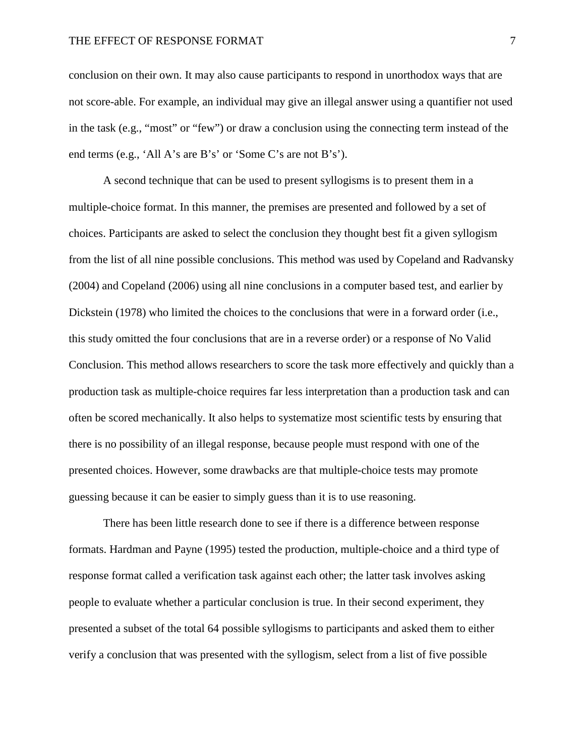conclusion on their own. It may also cause participants to respond in unorthodox ways that are not score-able. For example, an individual may give an illegal answer using a quantifier not used in the task (e.g., "most" or "few") or draw a conclusion using the connecting term instead of the end terms (e.g., 'All A's are B's' or 'Some C's are not B's').

A second technique that can be used to present syllogisms is to present them in a multiple-choice format. In this manner, the premises are presented and followed by a set of choices. Participants are asked to select the conclusion they thought best fit a given syllogism from the list of all nine possible conclusions. This method was used by Copeland and Radvansky (2004) and Copeland (2006) using all nine conclusions in a computer based test, and earlier by Dickstein (1978) who limited the choices to the conclusions that were in a forward order (i.e., this study omitted the four conclusions that are in a reverse order) or a response of No Valid Conclusion. This method allows researchers to score the task more effectively and quickly than a production task as multiple-choice requires far less interpretation than a production task and can often be scored mechanically. It also helps to systematize most scientific tests by ensuring that there is no possibility of an illegal response, because people must respond with one of the presented choices. However, some drawbacks are that multiple-choice tests may promote guessing because it can be easier to simply guess than it is to use reasoning.

There has been little research done to see if there is a difference between response formats. Hardman and Payne (1995) tested the production, multiple-choice and a third type of response format called a verification task against each other; the latter task involves asking people to evaluate whether a particular conclusion is true. In their second experiment, they presented a subset of the total 64 possible syllogisms to participants and asked them to either verify a conclusion that was presented with the syllogism, select from a list of five possible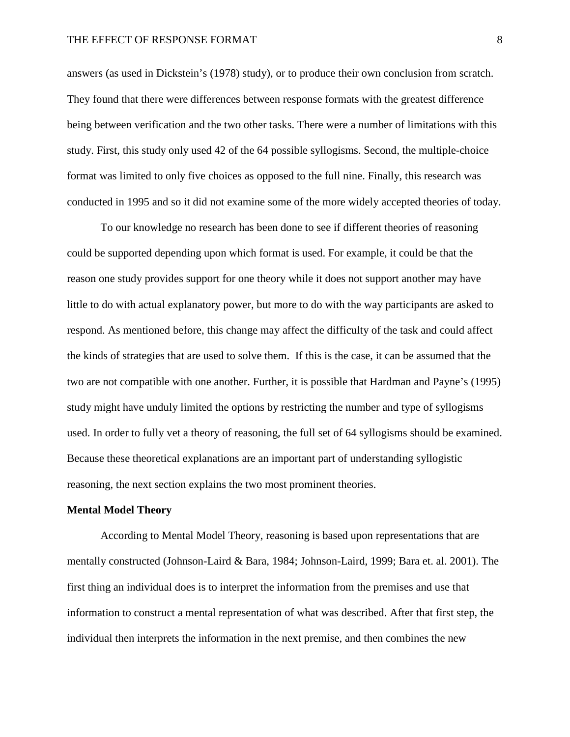answers (as used in Dickstein's (1978) study), or to produce their own conclusion from scratch. They found that there were differences between response formats with the greatest difference being between verification and the two other tasks. There were a number of limitations with this study. First, this study only used 42 of the 64 possible syllogisms. Second, the multiple-choice format was limited to only five choices as opposed to the full nine. Finally, this research was conducted in 1995 and so it did not examine some of the more widely accepted theories of today.

To our knowledge no research has been done to see if different theories of reasoning could be supported depending upon which format is used. For example, it could be that the reason one study provides support for one theory while it does not support another may have little to do with actual explanatory power, but more to do with the way participants are asked to respond. As mentioned before, this change may affect the difficulty of the task and could affect the kinds of strategies that are used to solve them. If this is the case, it can be assumed that the two are not compatible with one another. Further, it is possible that Hardman and Payne's (1995) study might have unduly limited the options by restricting the number and type of syllogisms used. In order to fully vet a theory of reasoning, the full set of 64 syllogisms should be examined. Because these theoretical explanations are an important part of understanding syllogistic reasoning, the next section explains the two most prominent theories.

## Mental Model Theory

According to Mental Model Theory, reasoning is based upon representations that are mentally constructed (Johnson-Laird & Bara, 1984; Johnson-Laird, 1999; Bara et. al. 2001). The first thing an individual does is to interpret the information from the premises and use that information to construct a mental representation of what was described. After that first step, the individual then interprets the information in the next premise, and then combines the new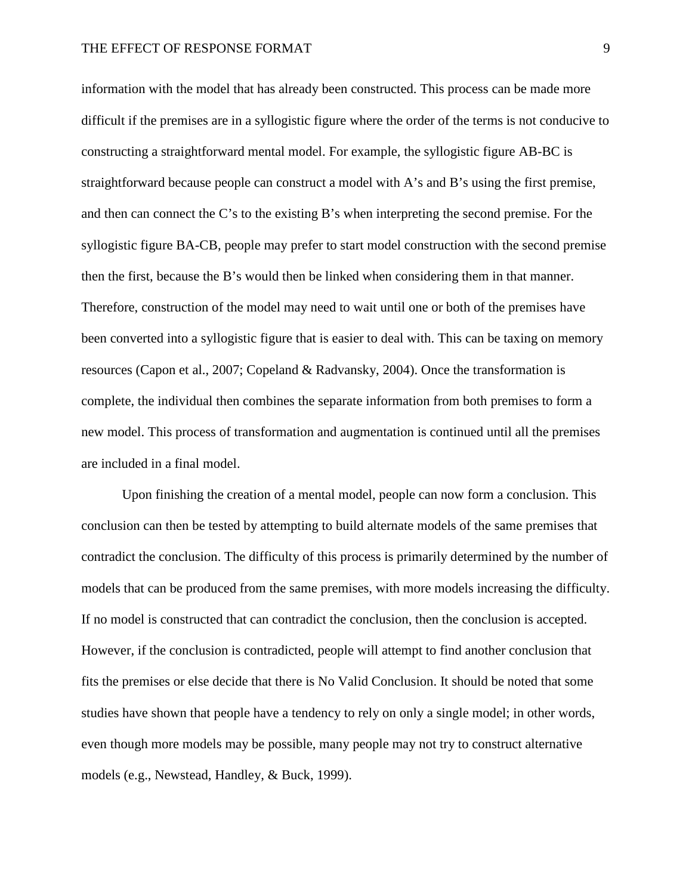information with the model that has already been constructed. This process can be made more difficult if the premises are in a syllogistic figure where the order of the terms is not conducive to constructing a straightforward mental model. For example, the syllogistic figure AB-BC is straightforward because people can construct a model with A's and B's using the first premise, and then can connect the C's to the existing B's when interpreting the second premise. For the syllogistic figure BA-CB, people may prefer to start model construction with the second premise then the first, because the B's would then be linked when considering them in that manner. Therefore, construction of the model may need to wait until one or both of the premises have been converted into a syllogistic figure that is easier to deal with. This can be taxing on memory resources (Capon et al., 2007; Copeland & Radvansky, 2004). Once the transformation is complete, the individual then combines the separate information from both premises to form a new model. This process of transformation and augmentation is continued until all the premises are included in a final model.

Upon finishing the creation of a mental model, people can now form a conclusion. This conclusion can then be tested by attempting to build alternate models of the same premises that contradict the conclusion. The difficulty of this process is primarily determined by the number of models that can be produced from the same premises, with more models increasing the difficulty. If no model is constructed that can contradict the conclusion, then the conclusion is accepted. However, if the conclusion is contradicted, people will attempt to find another conclusion that fits the premises or else decide that there is No Valid Conclusion. It should be noted that some studies have shown that people have a tendency to rely on only a single model; in other words, even though more models may be possible, many people may not try to construct alternative models (e.g., Newstead, Handley, & Buck, 1999).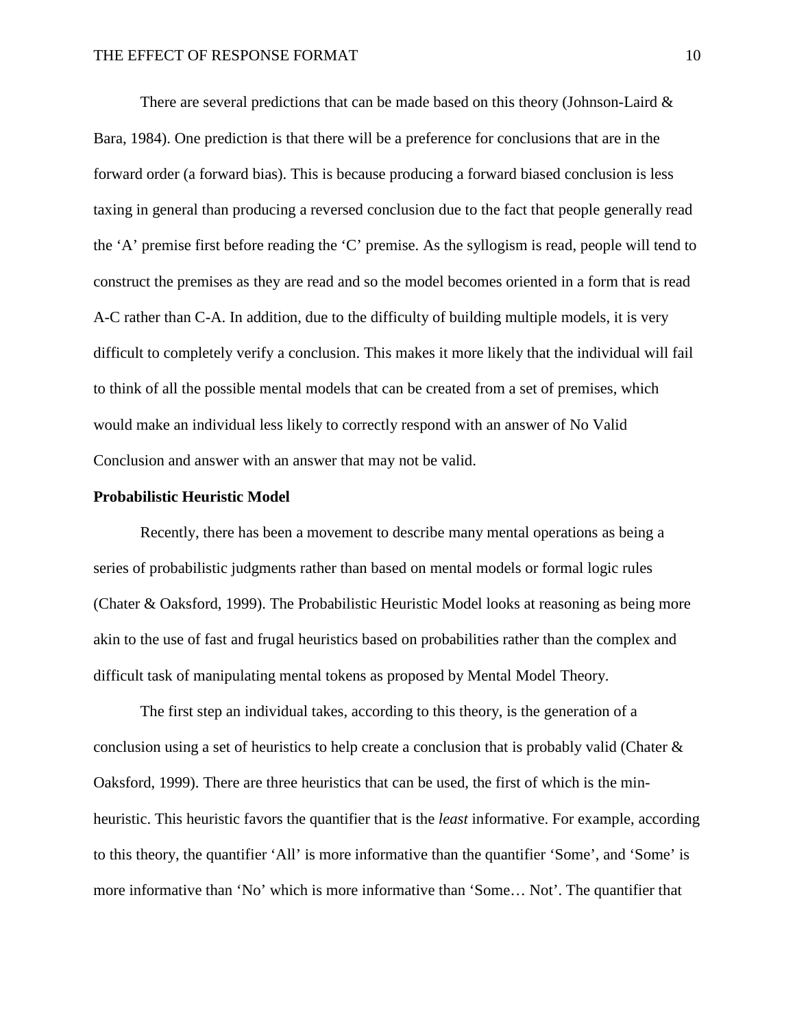There are several predictions that can be made based on this theory (Johnson-Laird & Bara, 1984). One prediction is that there will be a preference for conclusions that are in the forward order (a forward bias). This is because producing a forward biased conclusion is less taxing in general than producing a reversed conclusion due to the fact that people generally read the 'A' premise first before reading the 'C' premise. As the syllogism is read, people will tend to construct the premises as they are read and so the model becomes oriented in a form that is read A-C rather than C-A. In addition, due to the difficulty of building multiple models, it is very difficult to completely verify a conclusion. This makes it more likely that the individual will fail to think of all the possible mental models that can be created from a set of premises, which would make an individual less likely to correctly respond with an answer of No Valid Conclusion and answer with an answer that may not be valid.

**Probabilistic Heuristic Model**

Recently, there has been a movement to describe many mental operations as being a series of probabilistic judgments rather than based on mental models or formal logic rules (Chater & Oaksford, 1999). The Probabilistic Heuristic Model looks at reasoning as being more akin to the use of fast and frugal heuristics based on probabilities rather than the complex and difficult task of manipulating mental tokens as proposed by Mental Model Theory.

The first step an individual takes, according to this theory, is the generation of a conclusion using a set of heuristics to help create a conclusion that is probably valid (Chater & Oaksford, 1999). There are three heuristics that can be used, the first of which is the min-heuristic. This heuristic favors the quantifier that is the *least* informative. For example, according to this theory, the quantifier 'All' is more informative than the quantifier 'Some', and 'Some' is more informative than 'No' which is more informative than 'Some… Not'. The quantifier that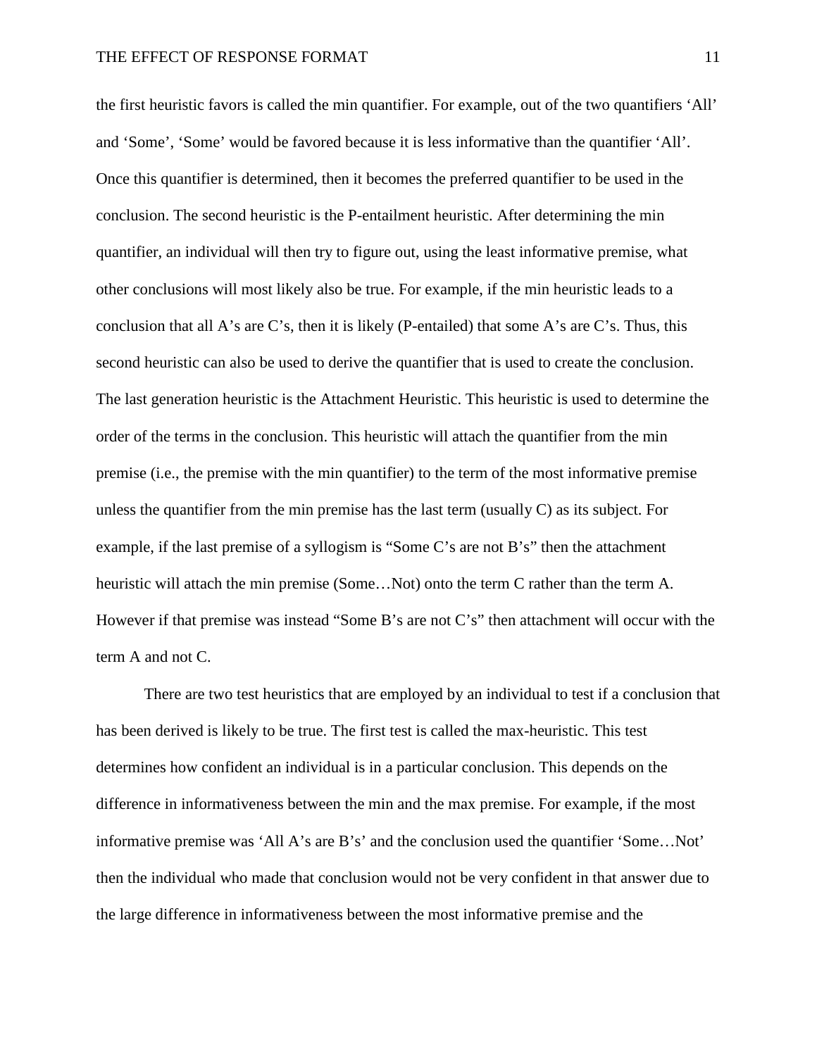the first heuristic favors is called the min quantifier. For example, out of the two quantifiers 'All' and 'Some', 'Some' would be favored because it is less informative than the quantifier 'All'. Once this quantifier is determined, then it becomes the preferred quantifier to be used in the conclusion. The second heuristic is the P-entailment heuristic. After determining the min quantifier, an individual will then try to figure out, using the least informative premise, what other conclusions will most likely also be true. For example, if the min heuristic leads to a conclusion that all A's are C's, then it is likely (P-entailed) that some A's are C's. Thus, this second heuristic can also be used to derive the quantifier that is used to create the conclusion. The last generation heuristic is the Attachment Heuristic. This heuristic is used to determine the order of the terms in the conclusion. This heuristic will attach the quantifier from the min premise (i.e., the premise with the min quantifier) to the term of the most informative premise unless the quantifier from the min premise has the last term (usually C) as its subject. For example, if the last premise of a syllogism is "Some C's are not B's" then the attachment heuristic will attach the min premise (Some…Not) onto the term C rather than the term A. However if that premise was instead "Some B's are not C's" then attachment will occur with the term A and not C.

There are two test heuristics that are employed by an individual to test if a conclusion that has been derived is likely to be true. The first test is called the max-heuristic. This test determines how confident an individual is in a particular conclusion. This depends on the difference in informativeness between the min and the max premise. For example, if the most informative premise was 'All A's are B's' and the conclusion used the quantifier 'Some…Not' then the individual who made that conclusion would not be very confident in that answer due to the large difference in informativeness between the most informative premise and the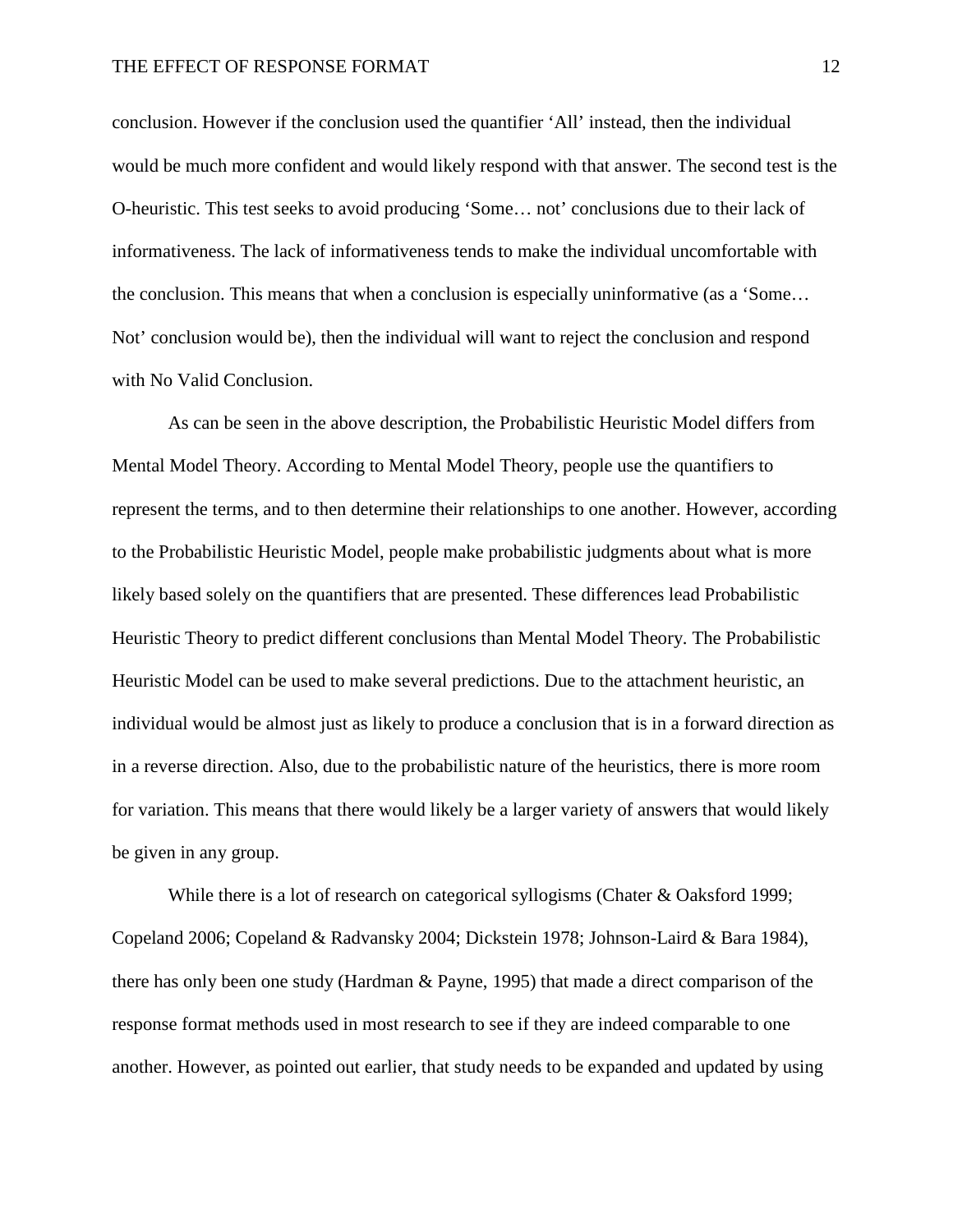conclusion. However if the conclusion used the quantifier 'All' instead, then the individual would be much more confident and would likely respond with that answer. The second test is the O-heuristic. This test seeks to avoid producing 'Some… not' conclusions due to their lack of informativeness. The lack of informativeness tends to make the individual uncomfortable with the conclusion. This means that when a conclusion is especially uninformative (as a 'Some… Not' conclusion would be), then the individual will want to reject the conclusion and respond with No Valid Conclusion.

As can be seen in the above description, the Probabilistic Heuristic Model differs from Mental Model Theory. According to Mental Model Theory, people use the quantifiers to represent the terms, and to then determine their relationships to one another. However, according to the Probabilistic Heuristic Model, people make probabilistic judgments about what is more likely based solely on the quantifiers that are presented. These differences lead Probabilistic Heuristic Theory to predict different conclusions than Mental Model Theory. The Probabilistic Heuristic Model can be used to make several predictions. Due to the attachment heuristic, an individual would be almost just as likely to produce a conclusion that is in a forward direction as in a reverse direction. Also, due to the probabilistic nature of the heuristics, there is more room for variation. This means that there would likely be a larger variety of answers that would likely be given in any group.

While there is a lot of research on categorical syllogisms (Chater & Oaksford 1999; Copeland 2006; Copeland & Radvansky 2004; Dickstein 1978; Johnson-Laird & Bara 1984), there has only been one study (Hardman & Payne, 1995) that made a direct comparison of the response format methods used in most research to see if they are indeed comparable to one another. However, as pointed out earlier, that study needs to be expanded and updated by using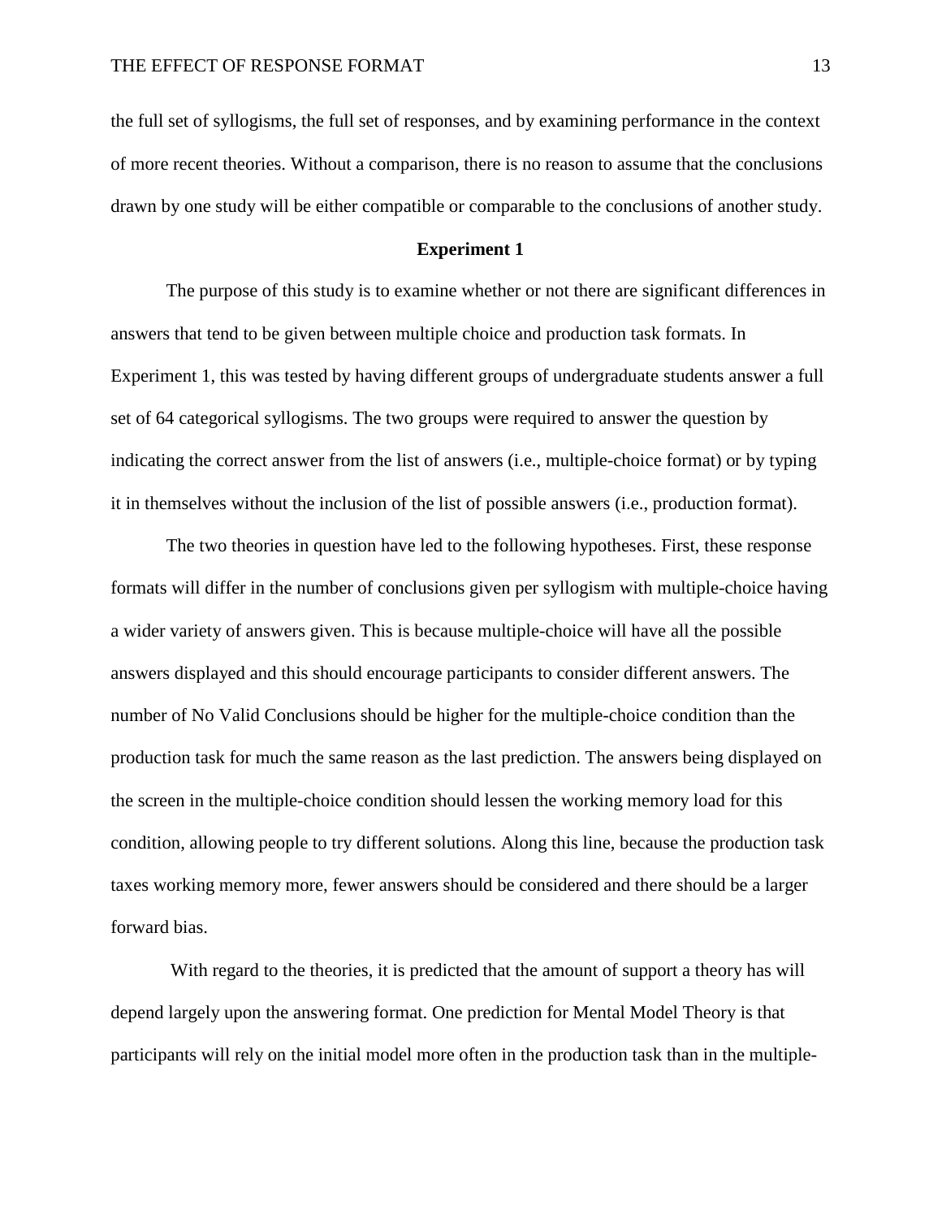the full set of syllogisms, the full set of responses, and by examining performance in the context of more recent theories. Without a comparison, there is no reason to assume that the conclusions drawn by one study will be either compatible or comparable to the conclusions of another study.

## Experiment 1

The purpose of this study is to examine whether or not there are significant differences in answers that tend to be given between multiple choice and production task formats. In Experiment 1, this was tested by having different groups of undergraduate students answer a full set of 64 categorical syllogisms. The two groups were required to answer the question by indicating the correct answer from the list of answers (i.e., multiple-choice format) or by typing it in themselves without the inclusion of the list of possible answers (i.e., production format).

The two theories in question have led to the following hypotheses. First, these response formats will differ in the number of conclusions given per syllogism with multiple-choice having a wider variety of answers given. This is because multiple-choice will have all the possible answers displayed and this should encourage participants to consider different answers. The number of No Valid Conclusions should be higher for the multiple-choice condition than the production task for much the same reason as the last prediction. The answers being displayed on the screen in the multiple-choice condition should lessen the working memory load for this condition, allowing people to try different solutions. Along this line, because the production task taxes working memory more, fewer answers should be considered and there should be a larger forward bias.

With regard to the theories, it is predicted that the amount of support a theory has will depend largely upon the answering format. One prediction for Mental Model Theory is that participants will rely on the initial model more often in the production task than in the multiple-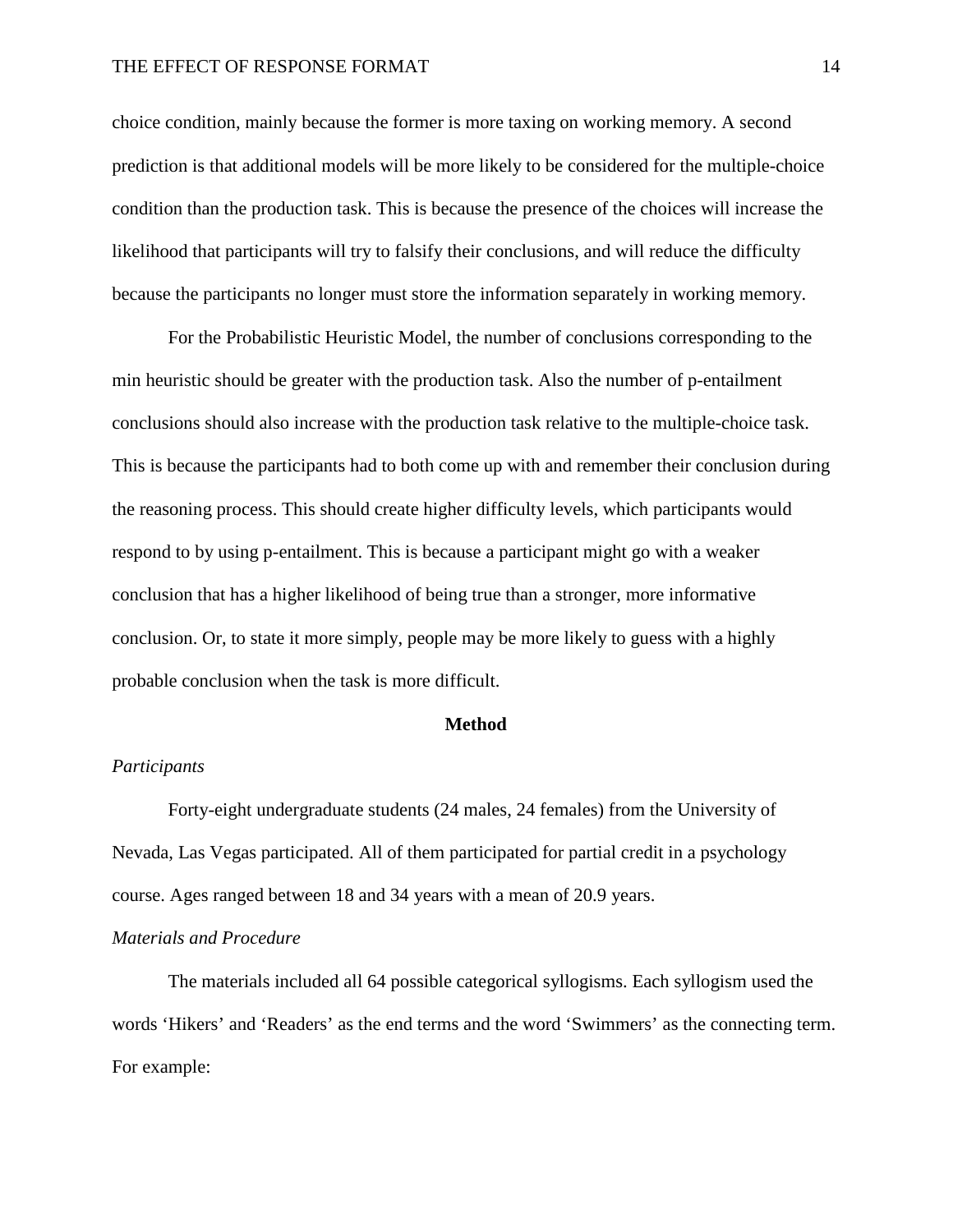choice condition, mainly because the former is more taxing on working memory. A second prediction is that additional models will be more likely to be considered for the multiple-choice condition than the production task. This is because the presence of the choices will increase the likelihood that participants will try to falsify their conclusions, and will reduce the difficulty because the participants no longer must store the information separately in working memory.

For the Probabilistic Heuristic Model, the number of conclusions corresponding to the min heuristic should be greater with the production task. Also the number of p-entailment conclusions should also increase with the production task relative to the multiple-choice task. This is because the participants had to both come up with and remember their conclusion during the reasoning process. This should create higher difficulty levels, which participants would respond to by using p-entailment. This is because a participant might go with a weaker conclusion that has a higher likelihood of being true than a stronger, more informative conclusion. Or, to state it more simply, people may be more likely to guess with a highly probable conclusion when the task is more difficult.

## Method

### *Participants*

Forty-eight undergraduate students (24 males, 24 females) from the University of Nevada, Las Vegas participated. All of them participated for partial credit in a psychology course. Ages ranged between 18 and 34 years with a mean of 20.9 years.

### *Materials and Procedure*

The materials included all 64 possible categorical syllogisms. Each syllogism used the words 'Hikers' and 'Readers' as the end terms and the word 'Swimmers' as the connecting term. For example: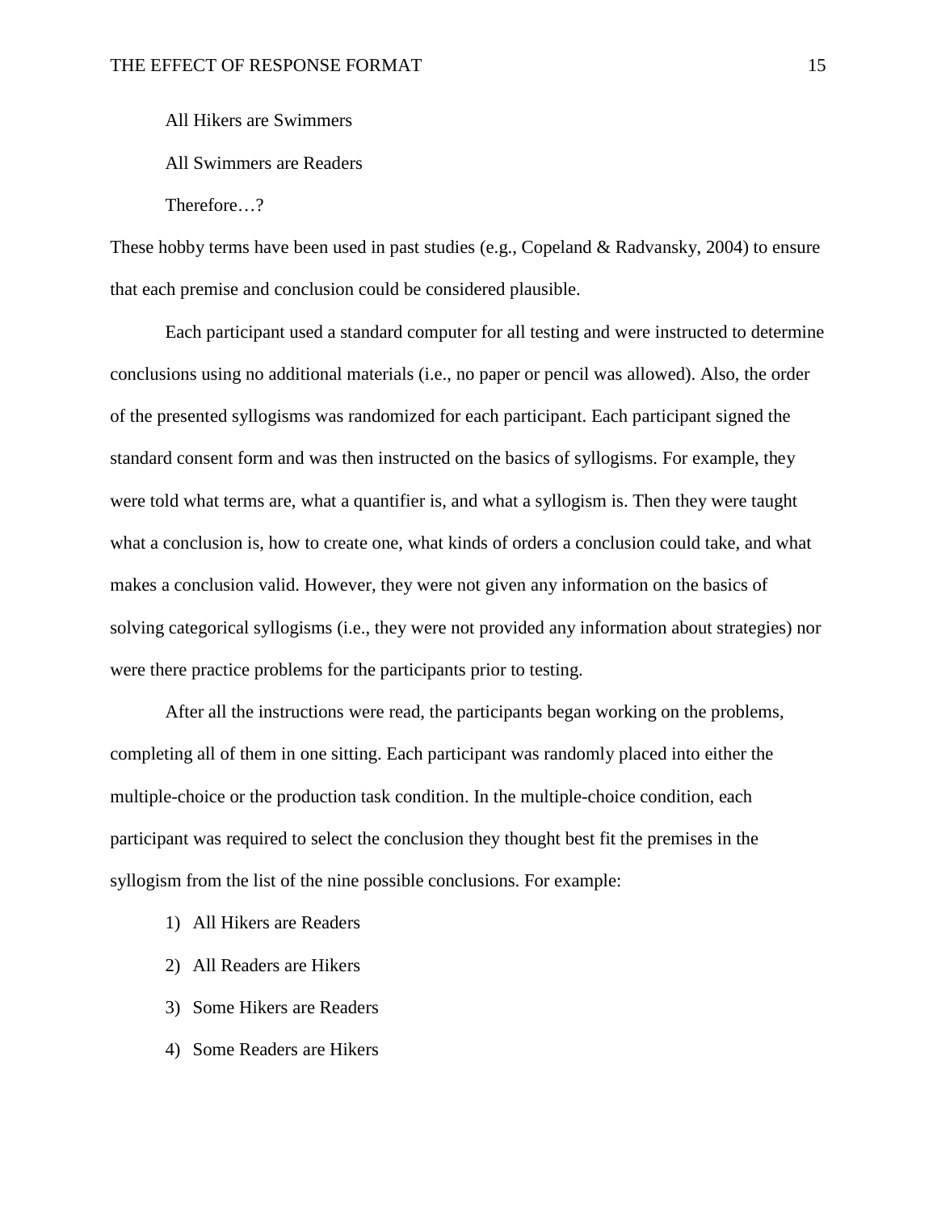All Hikers are Swimmers

All Swimmers are Readers

Therefore…?

These hobby terms have been used in past studies (e.g., Copeland & Radvansky, 2004) to ensure that each premise and conclusion could be considered plausible.

Each participant used a standard computer for all testing and were instructed to determine conclusions using no additional materials (i.e., no paper or pencil was allowed). Also, the order of the presented syllogisms was randomized for each participant. Each participant signed the standard consent form and was then instructed on the basics of syllogisms. For example, they were told what terms are, what a quantifier is, and what a syllogism is. Then they were taught what a conclusion is, how to create one, what kinds of orders a conclusion could take, and what makes a conclusion valid. However, they were not given any information on the basics of solving categorical syllogisms (i.e., they were not provided any information about strategies) nor were there practice problems for the participants prior to testing.

After all the instructions were read, the participants began working on the problems, completing all of them in one sitting. Each participant was randomly placed into either the multiple-choice or the production task condition. In the multiple-choice condition, each participant was required to select the conclusion they thought best fit the premises in the syllogism from the list of the nine possible conclusions. For example:

1) All Hikers are Readers
2) All Readers are Hikers
3) Some Hikers are Readers
4) Some Readers are Hikers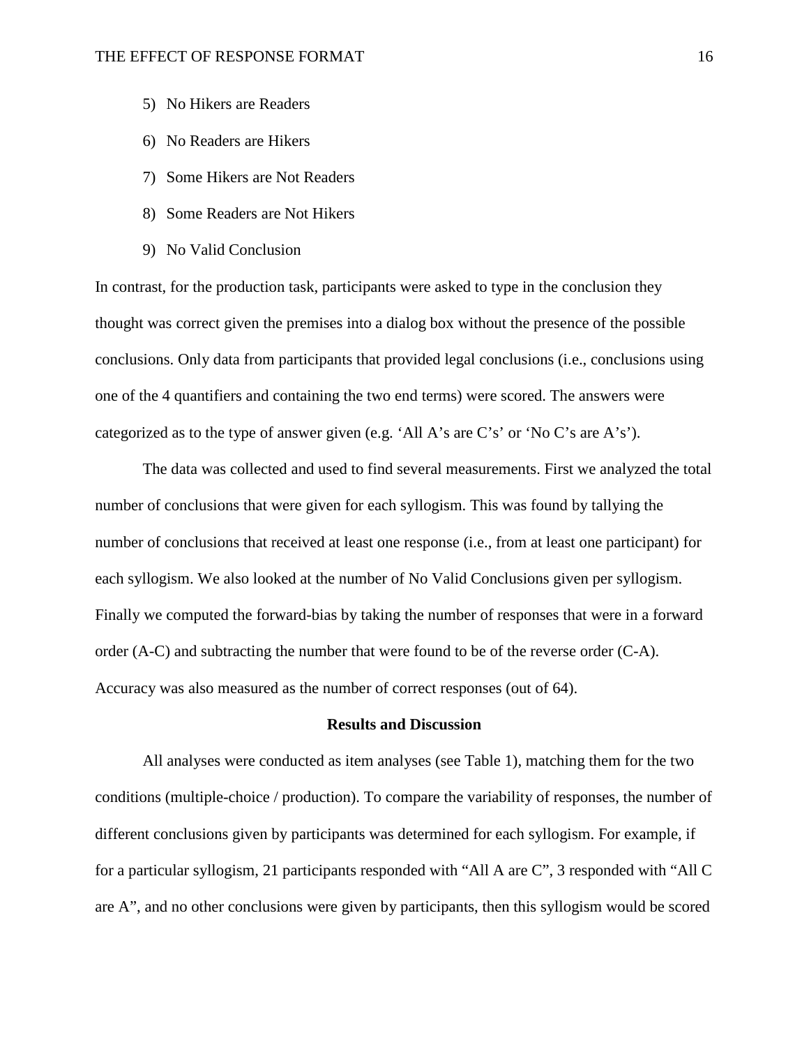5) No Hikers are Readers

6) No Readers are Hikers

7) Some Hikers are Not Readers

8) Some Readers are Not Hikers

9) No Valid Conclusion

In contrast, for the production task, participants were asked to type in the conclusion they thought was correct given the premises into a dialog box without the presence of the possible conclusions. Only data from participants that provided legal conclusions (i.e., conclusions using one of the 4 quantifiers and containing the two end terms) were scored. The answers were categorized as to the type of answer given (e.g. 'All A's are C's' or 'No C's are A's').

The data was collected and used to find several measurements. First we analyzed the total number of conclusions that were given for each syllogism. This was found by tallying the number of conclusions that received at least one response (i.e., from at least one participant) for each syllogism. We also looked at the number of No Valid Conclusions given per syllogism. Finally we computed the forward-bias by taking the number of responses that were in a forward order (A-C) and subtracting the number that were found to be of the reverse order (C-A). Accuracy was also measured as the number of correct responses (out of 64).

## Results and Discussion

All analyses were conducted as item analyses (see Table 1), matching them for the two conditions (multiple-choice / production). To compare the variability of responses, the number of different conclusions given by participants was determined for each syllogism. For example, if for a particular syllogism, 21 participants responded with "All A are C", 3 responded with "All C are A", and no other conclusions were given by participants, then this syllogism would be scored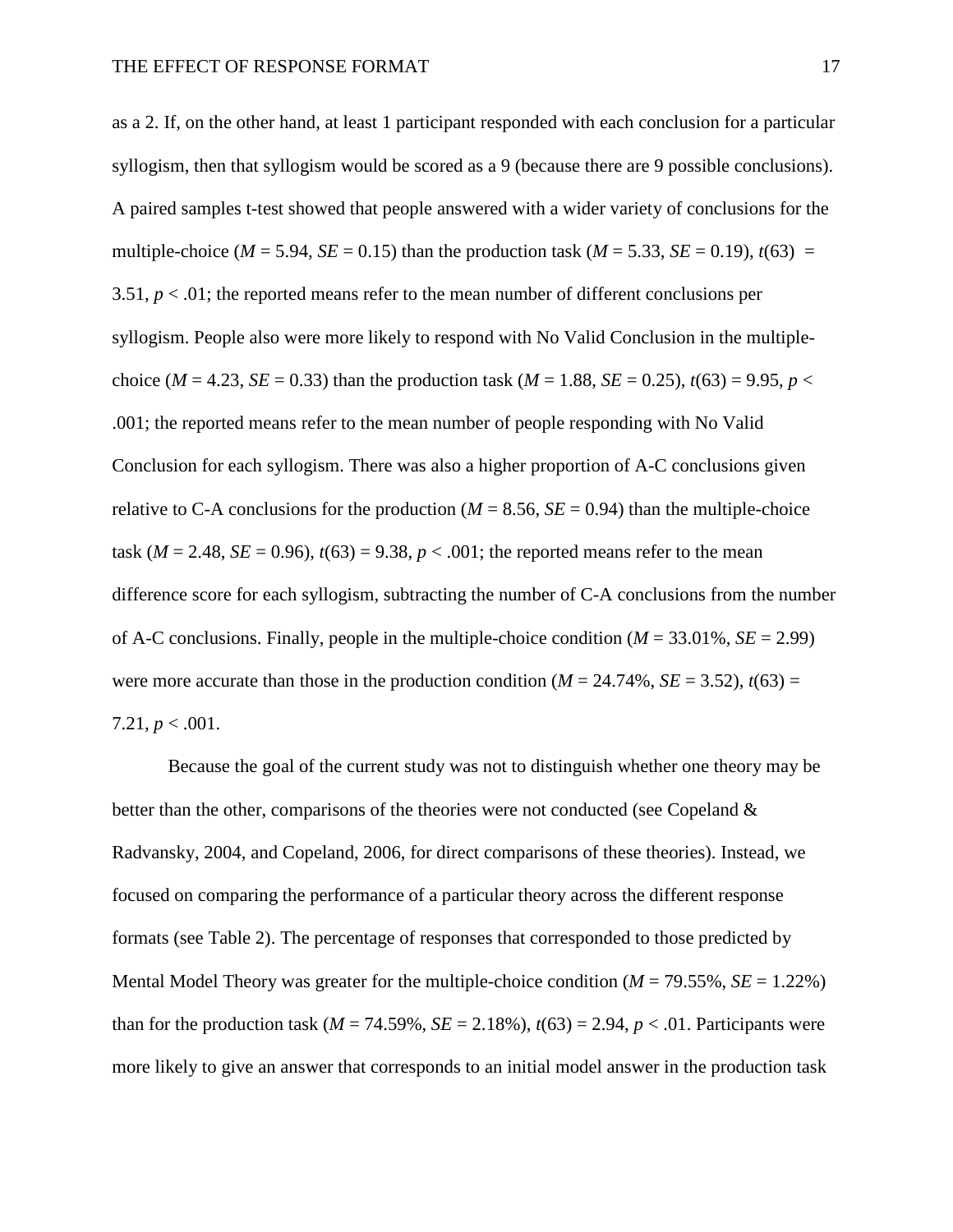as a 2. If, on the other hand, at least 1 participant responded with each conclusion for a particular syllogism, then that syllogism would be scored as a 9 (because there are 9 possible conclusions). A paired samples t-test showed that people answered with a wider variety of conclusions for the multiple-choice ($M$ = 5.94, $SE$ = 0.15) than the production task ($M$ = 5.33, $SE$ = 0.19), $t(63)$ = 3.51, $p < .01$; the reported means refer to the mean number of different conclusions per syllogism. People also were more likely to respond with No Valid Conclusion in the multiple-choice ($M$ = 4.23, $SE$ = 0.33) than the production task ($M$ = 1.88, $SE$ = 0.25), $t(63)$ = 9.95, $p < .001$; the reported means refer to the mean number of people responding with No Valid Conclusion for each syllogism. There was also a higher proportion of A-C conclusions given relative to C-A conclusions for the production ($M$ = 8.56, $SE$ = 0.94) than the multiple-choice task ($M$ = 2.48, $SE$ = 0.96), $t(63)$ = 9.38, $p < .001$; the reported means refer to the mean difference score for each syllogism, subtracting the number of C-A conclusions from the number of A-C conclusions. Finally, people in the multiple-choice condition ($M$ = 33.01%, $SE$ = 2.99) were more accurate than those in the production condition ($M$ = 24.74%, $SE$ = 3.52), $t(63)$ = 7.21, $p < .001$.

Because the goal of the current study was not to distinguish whether one theory may be better than the other, comparisons of the theories were not conducted (see Copeland & Radvansky, 2004, and Copeland, 2006, for direct comparisons of these theories). Instead, we focused on comparing the performance of a particular theory across the different response formats (see Table 2). The percentage of responses that corresponded to those predicted by Mental Model Theory was greater for the multiple-choice condition ($M$ = 79.55%, $SE$ = 1.22%) than for the production task ($M$ = 74.59%, $SE$ = 2.18%), $t(63)$ = 2.94, $p < .01$. Participants were more likely to give an answer that corresponds to an initial model answer in the production task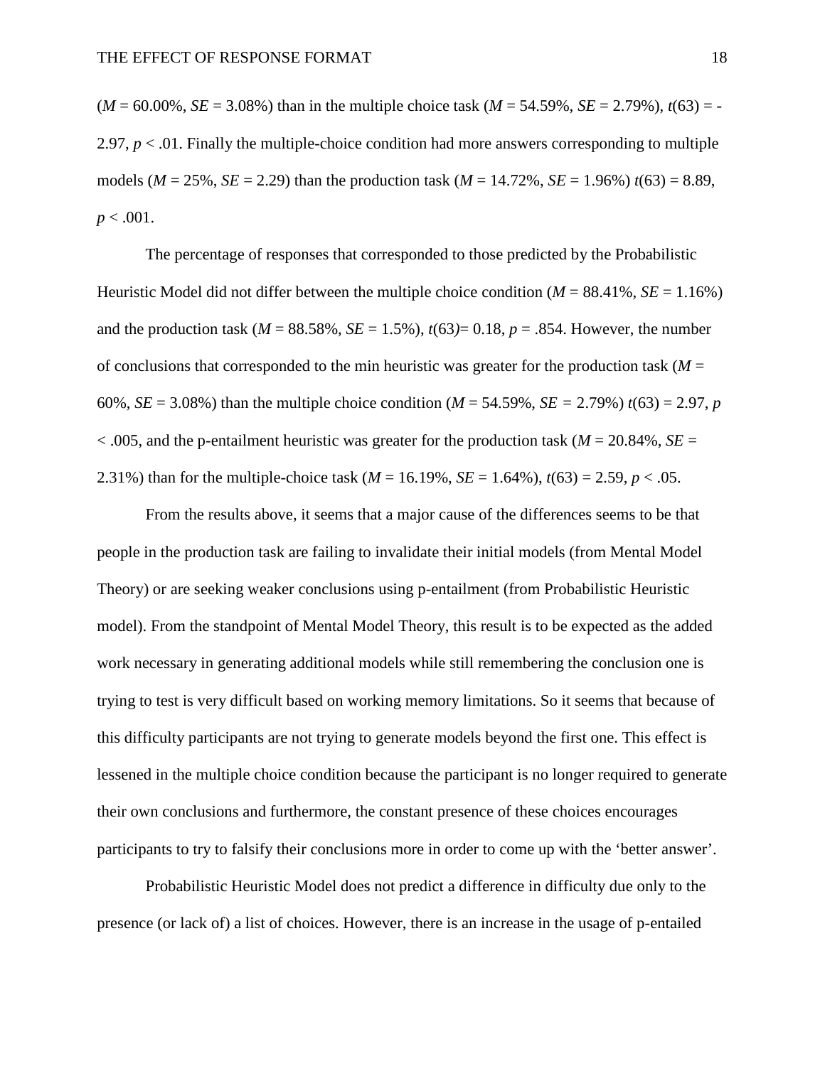(*M* = 60.00%, *SE* = 3.08%) than in the multiple choice task (*M* = 54.59%, *SE* = 2.79%), $t(63) = -2.97$, $p < .01$. Finally the multiple-choice condition had more answers corresponding to multiple models (*M* = 25%, *SE* = 2.29) than the production task (*M* = 14.72%, *SE* = 1.96%) $t(63) = 8.89$, $p < .001$.

The percentage of responses that corresponded to those predicted by the Probabilistic Heuristic Model did not differ between the multiple choice condition (*M* = 88.41%, *SE* = 1.16%) and the production task (*M* = 88.58%, *SE* = 1.5%), $t(63)= 0.18$, $p = .854$. However, the number of conclusions that corresponded to the min heuristic was greater for the production task (*M* = 60%, *SE* = 3.08%) than the multiple choice condition (*M* = 54.59%, *SE* = 2.79%) $t(63) = 2.97$, $p < .005$, and the p-entailment heuristic was greater for the production task (*M* = 20.84%, *SE* = 2.31%) than for the multiple-choice task (*M* = 16.19%, *SE* = 1.64%), $t(63) = 2.59$, $p < .05$.

From the results above, it seems that a major cause of the differences seems to be that people in the production task are failing to invalidate their initial models (from Mental Model Theory) or are seeking weaker conclusions using p-entailment (from Probabilistic Heuristic model). From the standpoint of Mental Model Theory, this result is to be expected as the added work necessary in generating additional models while still remembering the conclusion one is trying to test is very difficult based on working memory limitations. So it seems that because of this difficulty participants are not trying to generate models beyond the first one. This effect is lessened in the multiple choice condition because the participant is no longer required to generate their own conclusions and furthermore, the constant presence of these choices encourages participants to try to falsify their conclusions more in order to come up with the 'better answer'.

Probabilistic Heuristic Model does not predict a difference in difficulty due only to the presence (or lack of) a list of choices. However, there is an increase in the usage of p-entailed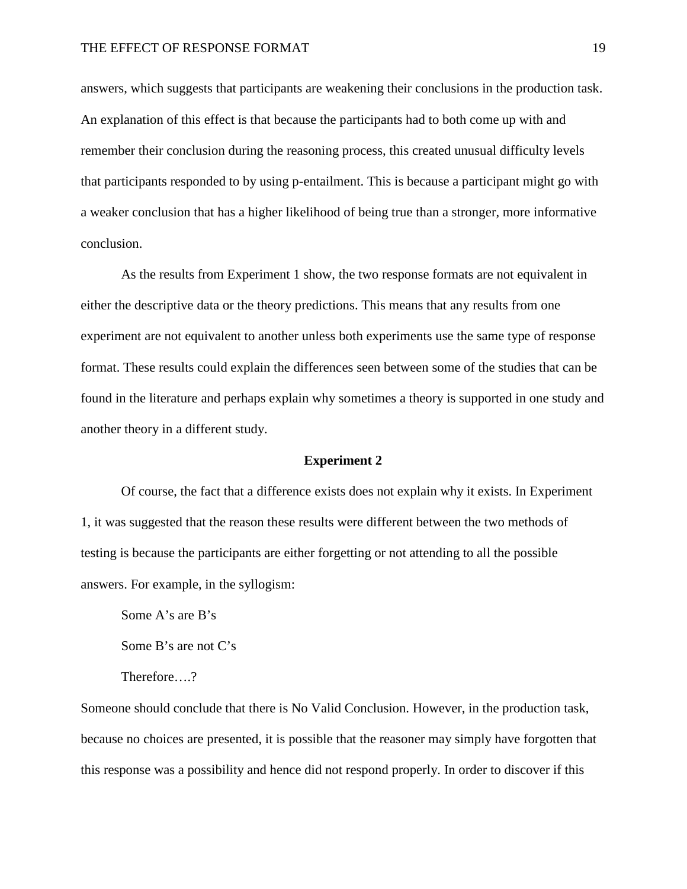answers, which suggests that participants are weakening their conclusions in the production task. An explanation of this effect is that because the participants had to both come up with and remember their conclusion during the reasoning process, this created unusual difficulty levels that participants responded to by using p-entailment. This is because a participant might go with a weaker conclusion that has a higher likelihood of being true than a stronger, more informative conclusion.

As the results from Experiment 1 show, the two response formats are not equivalent in either the descriptive data or the theory predictions. This means that any results from one experiment are not equivalent to another unless both experiments use the same type of response format. These results could explain the differences seen between some of the studies that can be found in the literature and perhaps explain why sometimes a theory is supported in one study and another theory in a different study.

## Experiment 2

Of course, the fact that a difference exists does not explain why it exists. In Experiment 1, it was suggested that the reason these results were different between the two methods of testing is because the participants are either forgetting or not attending to all the possible answers. For example, in the syllogism:

Some A's are B's

Some B's are not C's

Therefore….?

Someone should conclude that there is No Valid Conclusion. However, in the production task, because no choices are presented, it is possible that the reasoner may simply have forgotten that this response was a possibility and hence did not respond properly. In order to discover if this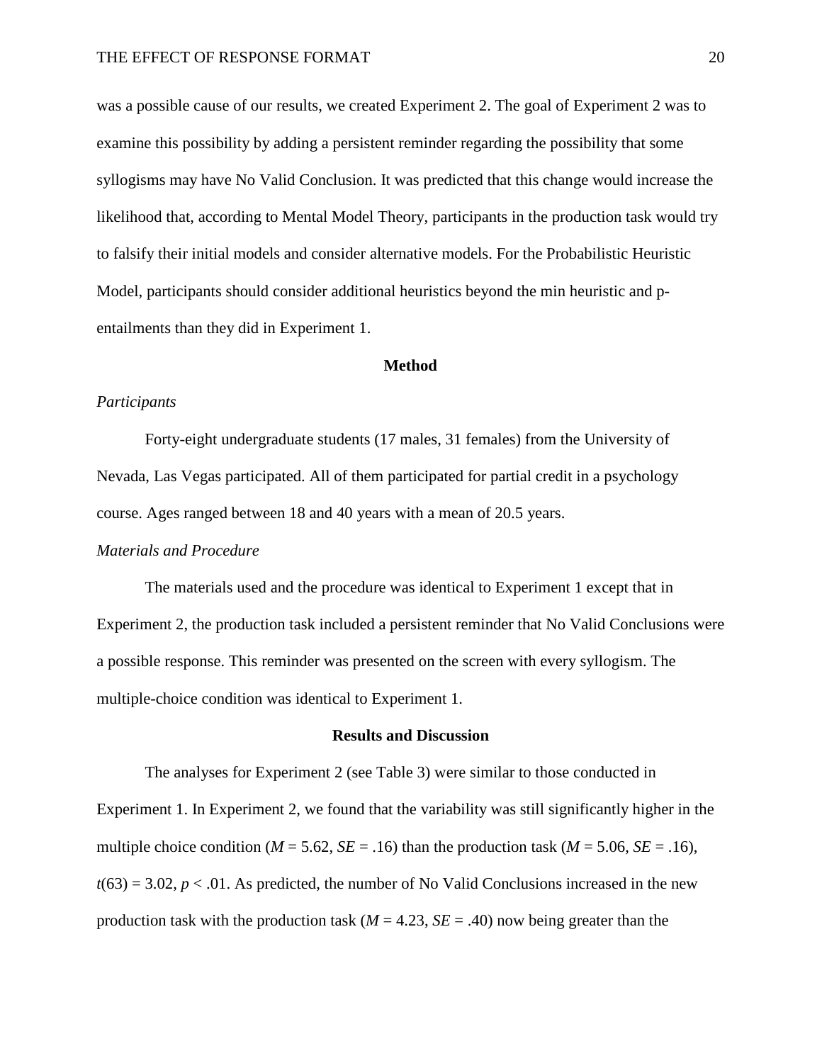was a possible cause of our results, we created Experiment 2. The goal of Experiment 2 was to examine this possibility by adding a persistent reminder regarding the possibility that some syllogisms may have No Valid Conclusion. It was predicted that this change would increase the likelihood that, according to Mental Model Theory, participants in the production task would try to falsify their initial models and consider alternative models. For the Probabilistic Heuristic Model, participants should consider additional heuristics beyond the min heuristic and p-entailments than they did in Experiment 1.

## Method

### *Participants*

Forty-eight undergraduate students (17 males, 31 females) from the University of Nevada, Las Vegas participated. All of them participated for partial credit in a psychology course. Ages ranged between 18 and 40 years with a mean of 20.5 years.

### *Materials and Procedure*

The materials used and the procedure was identical to Experiment 1 except that in Experiment 2, the production task included a persistent reminder that No Valid Conclusions were a possible response. This reminder was presented on the screen with every syllogism. The multiple-choice condition was identical to Experiment 1.

## Results and Discussion

The analyses for Experiment 2 (see Table 3) were similar to those conducted in Experiment 1. In Experiment 2, we found that the variability was still significantly higher in the multiple choice condition ($M$ = 5.62, $SE$ = .16) than the production task ($M$ = 5.06, $SE$ = .16), $t(63) = 3.02$, $p < .01$. As predicted, the number of No Valid Conclusions increased in the new production task with the production task ($M$ = 4.23, $SE$ = .40) now being greater than the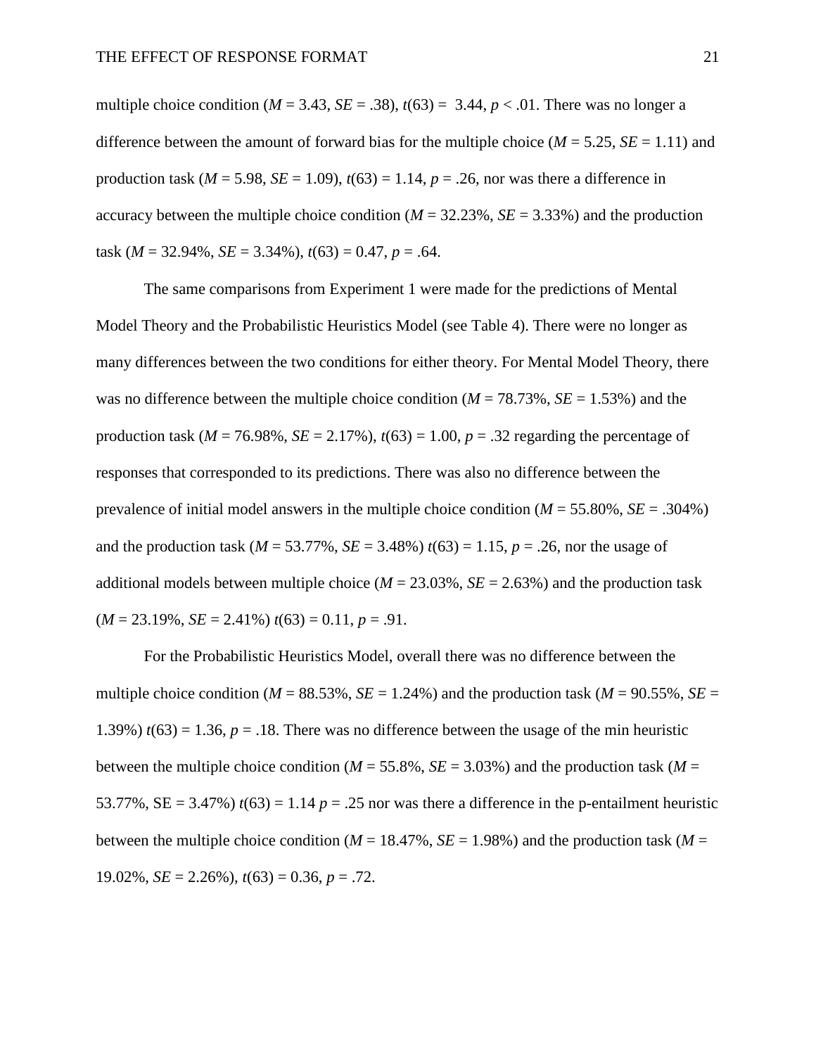multiple choice condition (*M* = 3.43, *SE* = .38), *t*(63) = 3.44, $p < .01$. There was no longer a difference between the amount of forward bias for the multiple choice (*M* = 5.25, *SE* = 1.11) and production task (*M* = 5.98, *SE* = 1.09), *t*(63) = 1.14, *p* = .26, nor was there a difference in accuracy between the multiple choice condition (*M* = 32.23%, *SE* = 3.33%) and the production task (*M* = 32.94%, *SE* = 3.34%), *t*(63) = 0.47, *p* = .64.

The same comparisons from Experiment 1 were made for the predictions of Mental Model Theory and the Probabilistic Heuristics Model (see Table 4). There were no longer as many differences between the two conditions for either theory. For Mental Model Theory, there was no difference between the multiple choice condition (*M* = 78.73%, *SE* = 1.53%) and the production task (*M* = 76.98%, *SE* = 2.17%), *t*(63) = 1.00, *p* = .32 regarding the percentage of responses that corresponded to its predictions. There was also no difference between the prevalence of initial model answers in the multiple choice condition (*M* = 55.80%, *SE* = .304%) and the production task (*M* = 53.77%, *SE* = 3.48%) *t*(63) = 1.15, *p* = .26, nor the usage of additional models between multiple choice (*M* = 23.03%, *SE* = 2.63%) and the production task (*M* = 23.19%, *SE* = 2.41%) *t*(63) = 0.11, *p* = .91.

For the Probabilistic Heuristics Model, overall there was no difference between the multiple choice condition (*M* = 88.53%, *SE* = 1.24%) and the production task (*M* = 90.55%, *SE* = 1.39%) *t*(63) = 1.36, *p* = .18. There was no difference between the usage of the min heuristic between the multiple choice condition (*M* = 55.8%, *SE* = 3.03%) and the production task (*M* = 53.77%, SE = 3.47%) *t*(63) = 1.14 *p* = .25 nor was there a difference in the p-entailment heuristic between the multiple choice condition (*M* = 18.47%, *SE* = 1.98%) and the production task (*M* = 19.02%, *SE* = 2.26%), *t*(63) = 0.36, *p* = .72.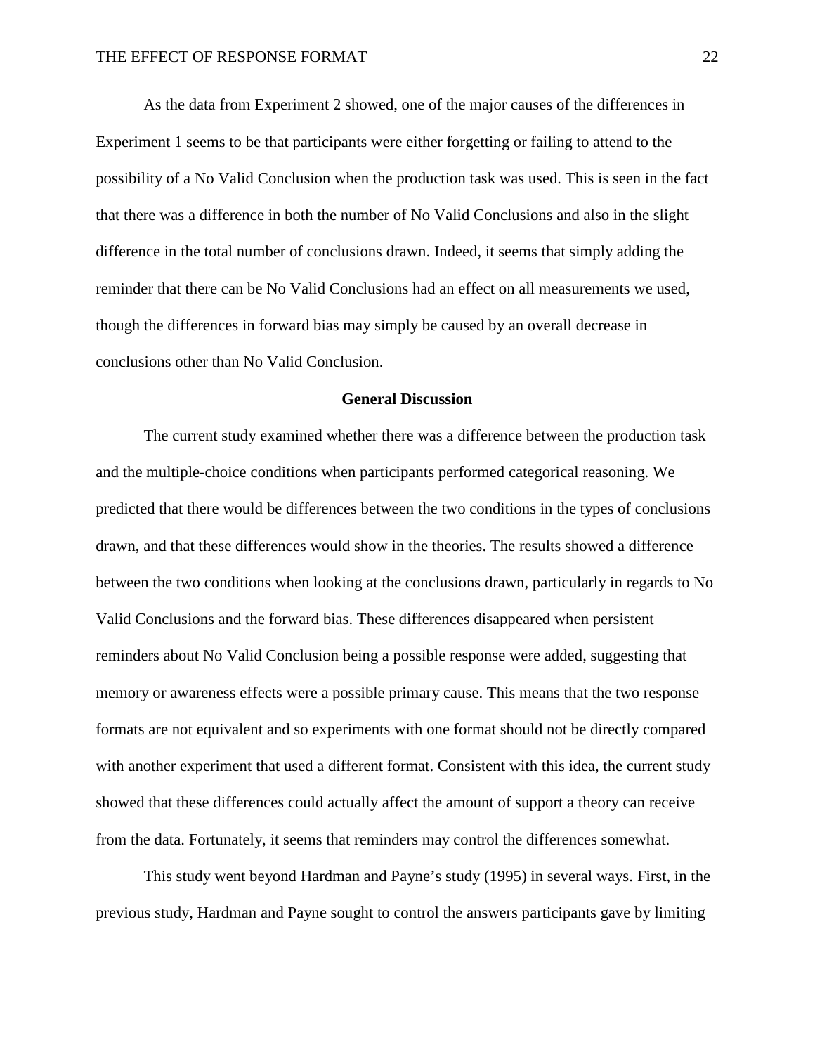As the data from Experiment 2 showed, one of the major causes of the differences in Experiment 1 seems to be that participants were either forgetting or failing to attend to the possibility of a No Valid Conclusion when the production task was used. This is seen in the fact that there was a difference in both the number of No Valid Conclusions and also in the slight difference in the total number of conclusions drawn. Indeed, it seems that simply adding the reminder that there can be No Valid Conclusions had an effect on all measurements we used, though the differences in forward bias may simply be caused by an overall decrease in conclusions other than No Valid Conclusion.

## General Discussion

The current study examined whether there was a difference between the production task and the multiple-choice conditions when participants performed categorical reasoning. We predicted that there would be differences between the two conditions in the types of conclusions drawn, and that these differences would show in the theories. The results showed a difference between the two conditions when looking at the conclusions drawn, particularly in regards to No Valid Conclusions and the forward bias. These differences disappeared when persistent reminders about No Valid Conclusion being a possible response were added, suggesting that memory or awareness effects were a possible primary cause. This means that the two response formats are not equivalent and so experiments with one format should not be directly compared with another experiment that used a different format. Consistent with this idea, the current study showed that these differences could actually affect the amount of support a theory can receive from the data. Fortunately, it seems that reminders may control the differences somewhat.

This study went beyond Hardman and Payne's study (1995) in several ways. First, in the previous study, Hardman and Payne sought to control the answers participants gave by limiting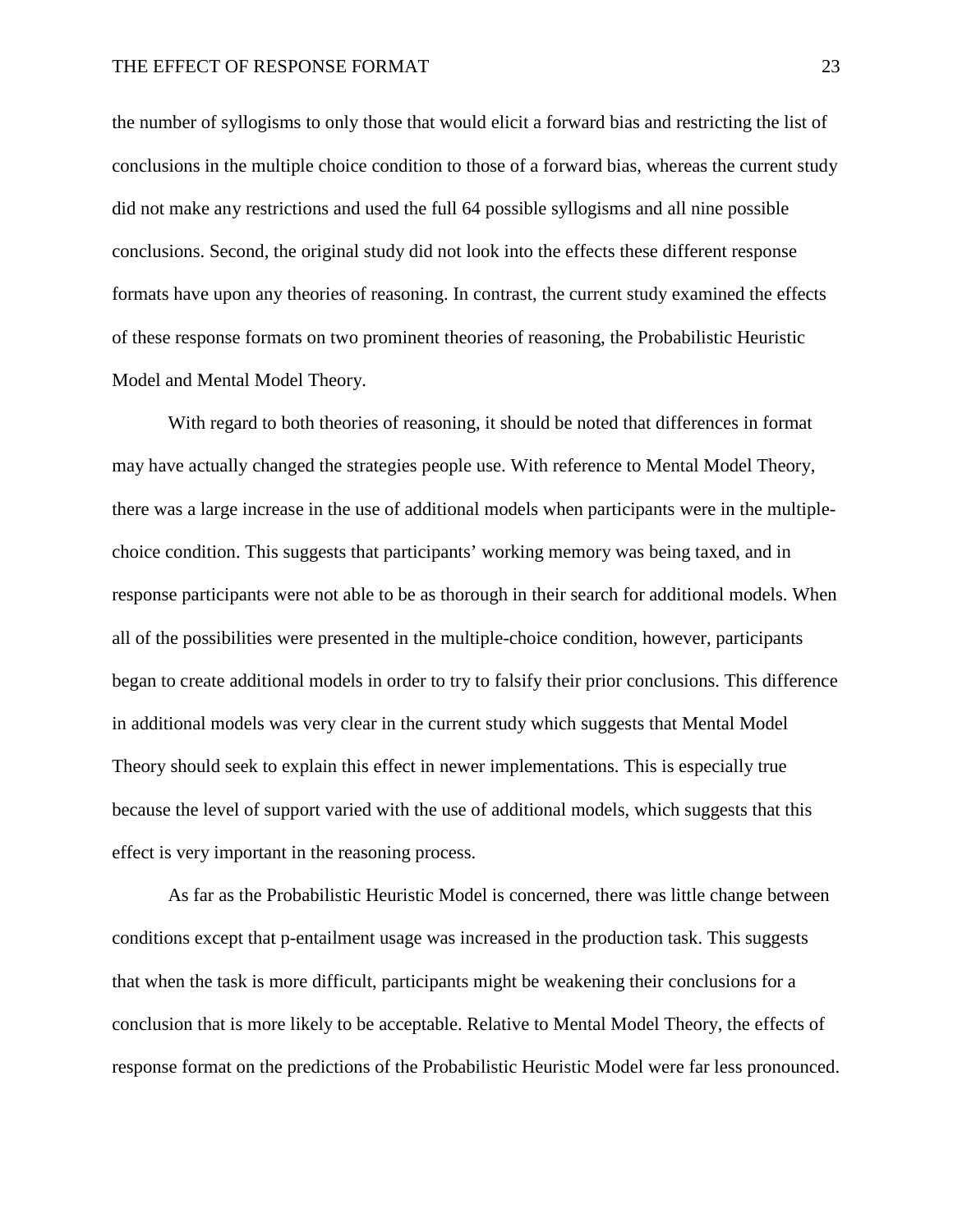the number of syllogisms to only those that would elicit a forward bias and restricting the list of conclusions in the multiple choice condition to those of a forward bias, whereas the current study did not make any restrictions and used the full 64 possible syllogisms and all nine possible conclusions. Second, the original study did not look into the effects these different response formats have upon any theories of reasoning. In contrast, the current study examined the effects of these response formats on two prominent theories of reasoning, the Probabilistic Heuristic Model and Mental Model Theory.

With regard to both theories of reasoning, it should be noted that differences in format may have actually changed the strategies people use. With reference to Mental Model Theory, there was a large increase in the use of additional models when participants were in the multiple-choice condition. This suggests that participants' working memory was being taxed, and in response participants were not able to be as thorough in their search for additional models. When all of the possibilities were presented in the multiple-choice condition, however, participants began to create additional models in order to try to falsify their prior conclusions. This difference in additional models was very clear in the current study which suggests that Mental Model Theory should seek to explain this effect in newer implementations. This is especially true because the level of support varied with the use of additional models, which suggests that this effect is very important in the reasoning process.

As far as the Probabilistic Heuristic Model is concerned, there was little change between conditions except that p-entailment usage was increased in the production task. This suggests that when the task is more difficult, participants might be weakening their conclusions for a conclusion that is more likely to be acceptable. Relative to Mental Model Theory, the effects of response format on the predictions of the Probabilistic Heuristic Model were far less pronounced.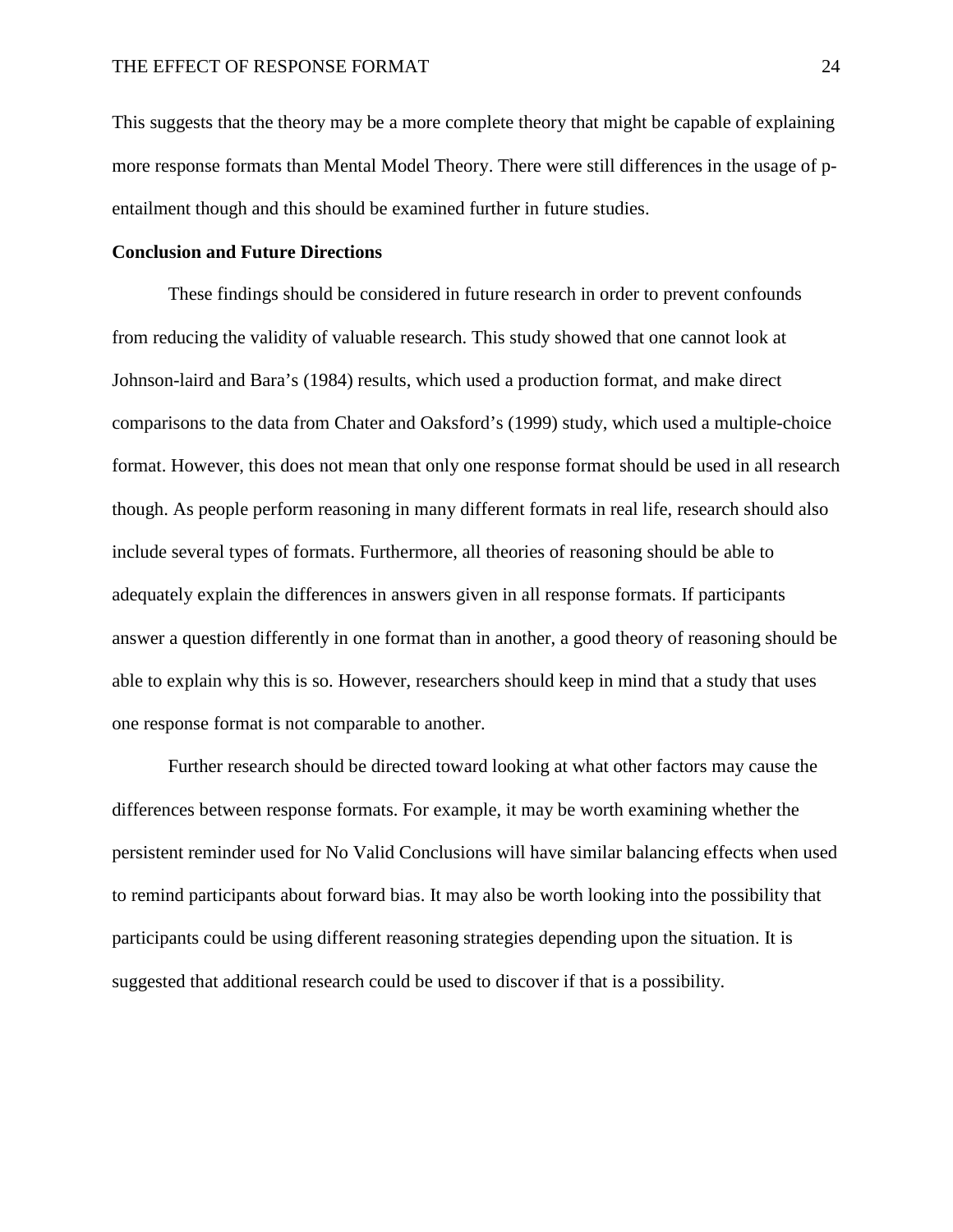This suggests that the theory may be a more complete theory that might be capable of explaining more response formats than Mental Model Theory. There were still differences in the usage of p-entailment though and this should be examined further in future studies.

**Conclusion and Future Directions**

These findings should be considered in future research in order to prevent confounds from reducing the validity of valuable research. This study showed that one cannot look at Johnson-laird and Bara's (1984) results, which used a production format, and make direct comparisons to the data from Chater and Oaksford's (1999) study, which used a multiple-choice format. However, this does not mean that only one response format should be used in all research though. As people perform reasoning in many different formats in real life, research should also include several types of formats. Furthermore, all theories of reasoning should be able to adequately explain the differences in answers given in all response formats. If participants answer a question differently in one format than in another, a good theory of reasoning should be able to explain why this is so. However, researchers should keep in mind that a study that uses one response format is not comparable to another.

Further research should be directed toward looking at what other factors may cause the differences between response formats. For example, it may be worth examining whether the persistent reminder used for No Valid Conclusions will have similar balancing effects when used to remind participants about forward bias. It may also be worth looking into the possibility that participants could be using different reasoning strategies depending upon the situation. It is suggested that additional research could be used to discover if that is a possibility.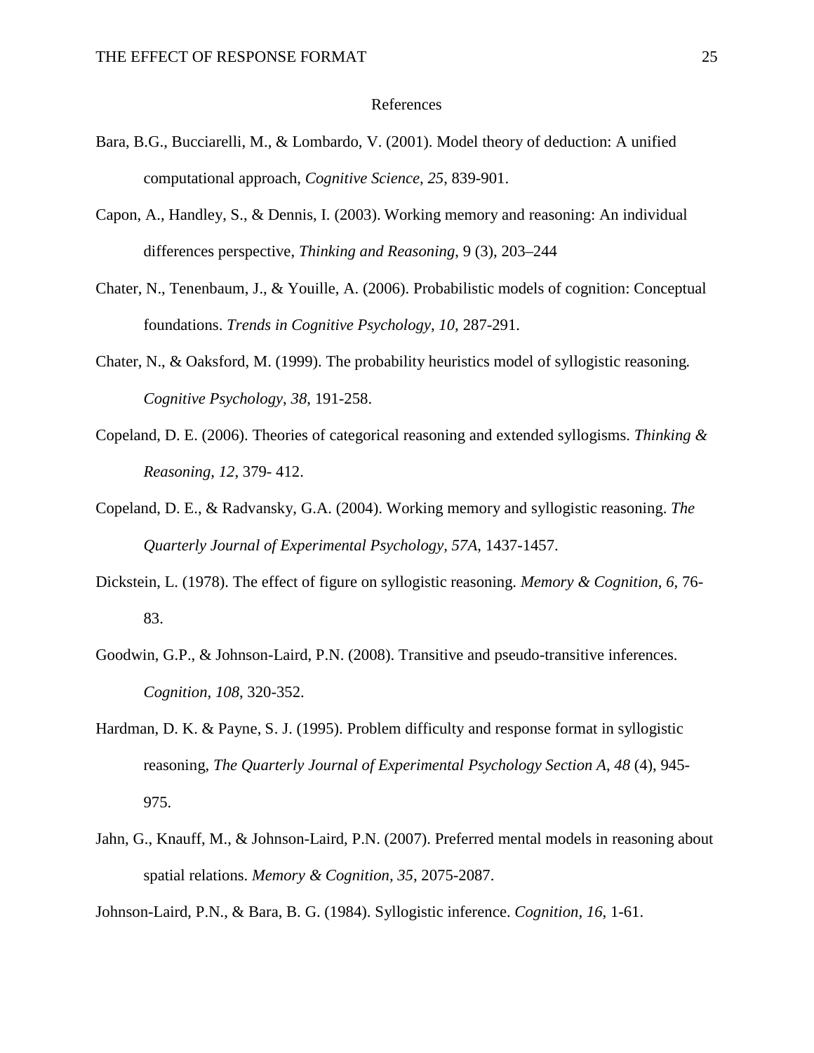# References

Bara, B.G., Bucciarelli, M., & Lombardo, V. (2001). Model theory of deduction: A unified computational approach, *Cognitive Science*, *25*, 839-901.

Capon, A., Handley, S., & Dennis, I. (2003). Working memory and reasoning: An individual differences perspective, *Thinking and Reasoning*, 9 (3), 203–244

Chater, N., Tenenbaum, J., & Youille, A. (2006). Probabilistic models of cognition: Conceptual foundations. *Trends in Cognitive Psychology, 10,* 287-291.

Chater, N., & Oaksford, M. (1999). The probability heuristics model of syllogistic reasoning. *Cognitive Psychology, 38*, 191-258.

Copeland, D. E. (2006). Theories of categorical reasoning and extended syllogisms. *Thinking & Reasoning, 12*, 379- 412.

Copeland, D. E., & Radvansky, G.A. (2004). Working memory and syllogistic reasoning. *The Quarterly Journal of Experimental Psychology, 57A*, 1437-1457.

Dickstein, L. (1978). The effect of figure on syllogistic reasoning. *Memory & Cognition, 6*, 76-83.

Goodwin, G.P., & Johnson-Laird, P.N. (2008). Transitive and pseudo-transitive inferences. *Cognition*, *108*, 320-352.

Hardman, D. K. & Payne, S. J. (1995). Problem difficulty and response format in syllogistic reasoning, *The Quarterly Journal of Experimental Psychology Section A*, *48* (4), 945-975.

Jahn, G., Knauff, M., & Johnson-Laird, P.N. (2007). Preferred mental models in reasoning about spatial relations. *Memory & Cognition*, *35*, 2075-2087.

Johnson-Laird, P.N., & Bara, B. G. (1984). Syllogistic inference. *Cognition, 16*, 1-61.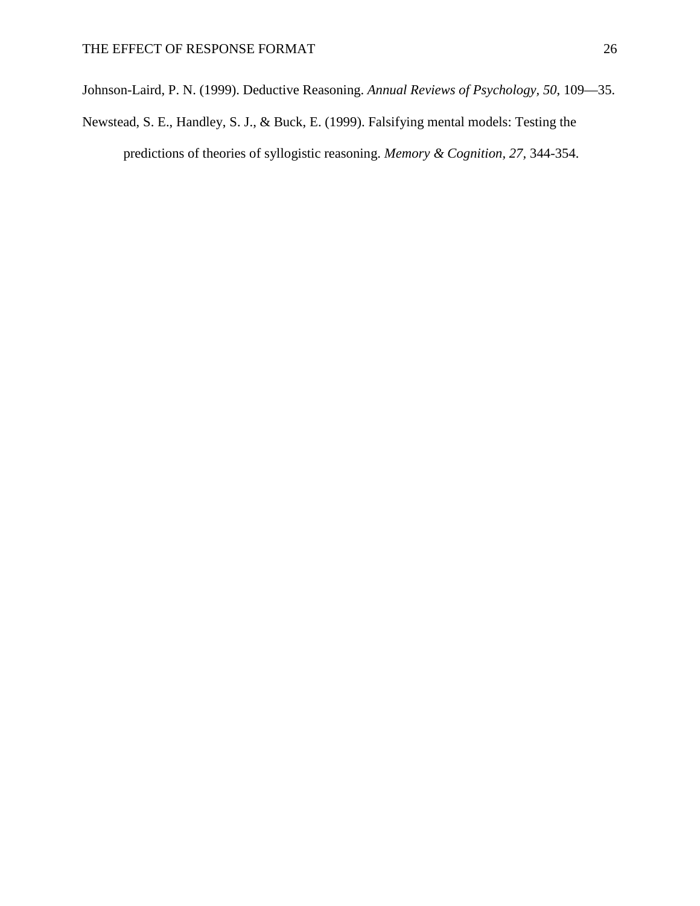Johnson-Laird, P. N. (1999). Deductive Reasoning. *Annual Reviews of Psychology, 50*, 109—35.

Newstead, S. E., Handley, S. J., & Buck, E. (1999). Falsifying mental models: Testing the predictions of theories of syllogistic reasoning. *Memory & Cognition, 27*, 344-354.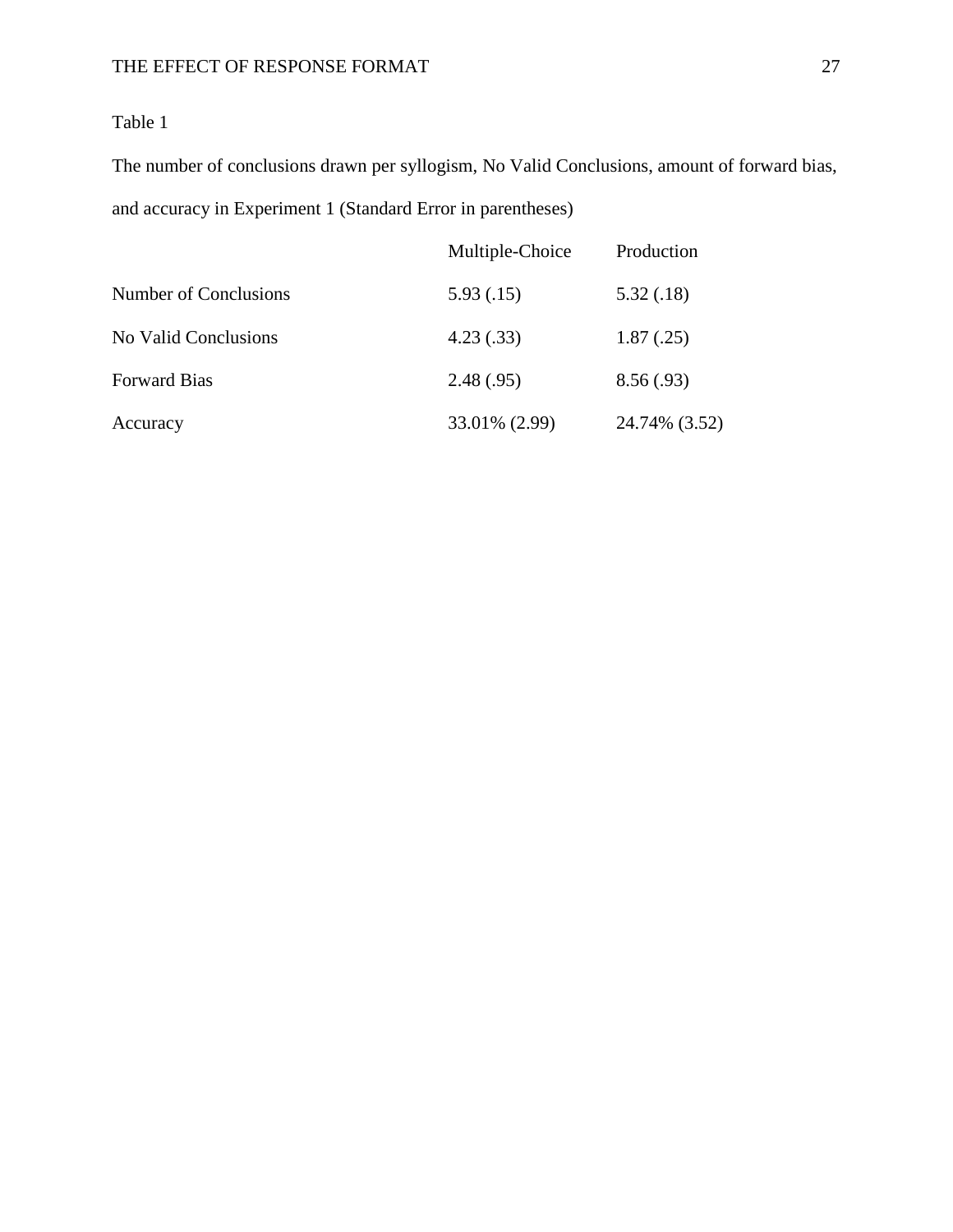Table 1

The number of conclusions drawn per syllogism, No Valid Conclusions, amount of forward bias, and accuracy in Experiment 1 (Standard Error in parentheses)

| | Multiple-Choice | Production |
|---|---|---|
| Number of Conclusions | 5.93 (.15) | 5.32 (.18) |
| No Valid Conclusions | 4.23 (.33) | 1.87 (.25) |
| Forward Bias | 2.48 (.95) | 8.56 (.93) |
| Accuracy | 33.01% (2.99) | 24.74% (3.52) |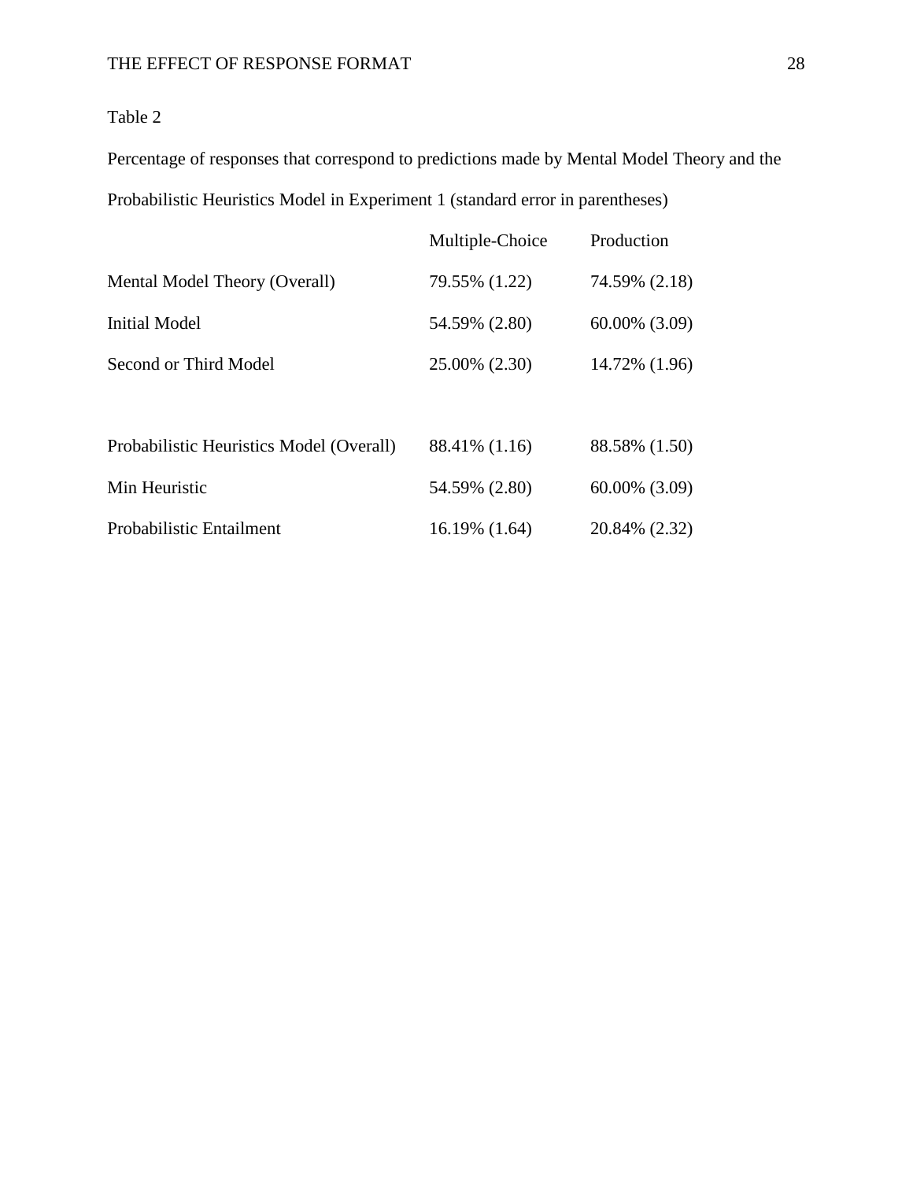Table 2

Percentage of responses that correspond to predictions made by Mental Model Theory and the Probabilistic Heuristics Model in Experiment 1 (standard error in parentheses)

| | Multiple-Choice | Production |
|---|---|---|
| Mental Model Theory (Overall) | 79.55% (1.22) | 74.59% (2.18) |
| Initial Model | 54.59% (2.80) | 60.00% (3.09) |
| Second or Third Model | 25.00% (2.30) | 14.72% (1.96) |
| | | |
| Probabilistic Heuristics Model (Overall) | 88.41% (1.16) | 88.58% (1.50) |
| Min Heuristic | 54.59% (2.80) | 60.00% (3.09) |
| Probabilistic Entailment | 16.19% (1.64) | 20.84% (2.32) |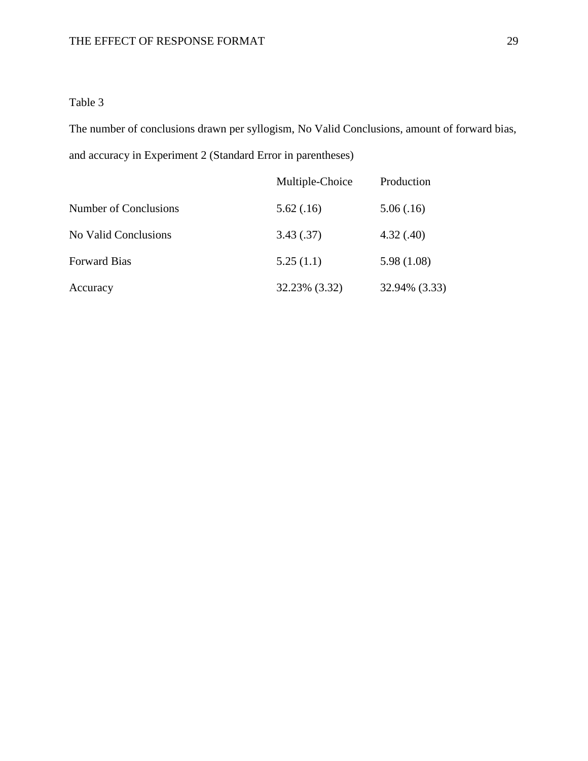Table 3

The number of conclusions drawn per syllogism, No Valid Conclusions, amount of forward bias, and accuracy in Experiment 2 (Standard Error in parentheses)

| | Multiple-Choice | Production |
|---|---|---|
| Number of Conclusions | 5.62 (.16) | 5.06 (.16) |
| No Valid Conclusions | 3.43 (.37) | 4.32 (.40) |
| Forward Bias | 5.25 (1.1) | 5.98 (1.08) |
| Accuracy | 32.23% (3.32) | 32.94% (3.33) |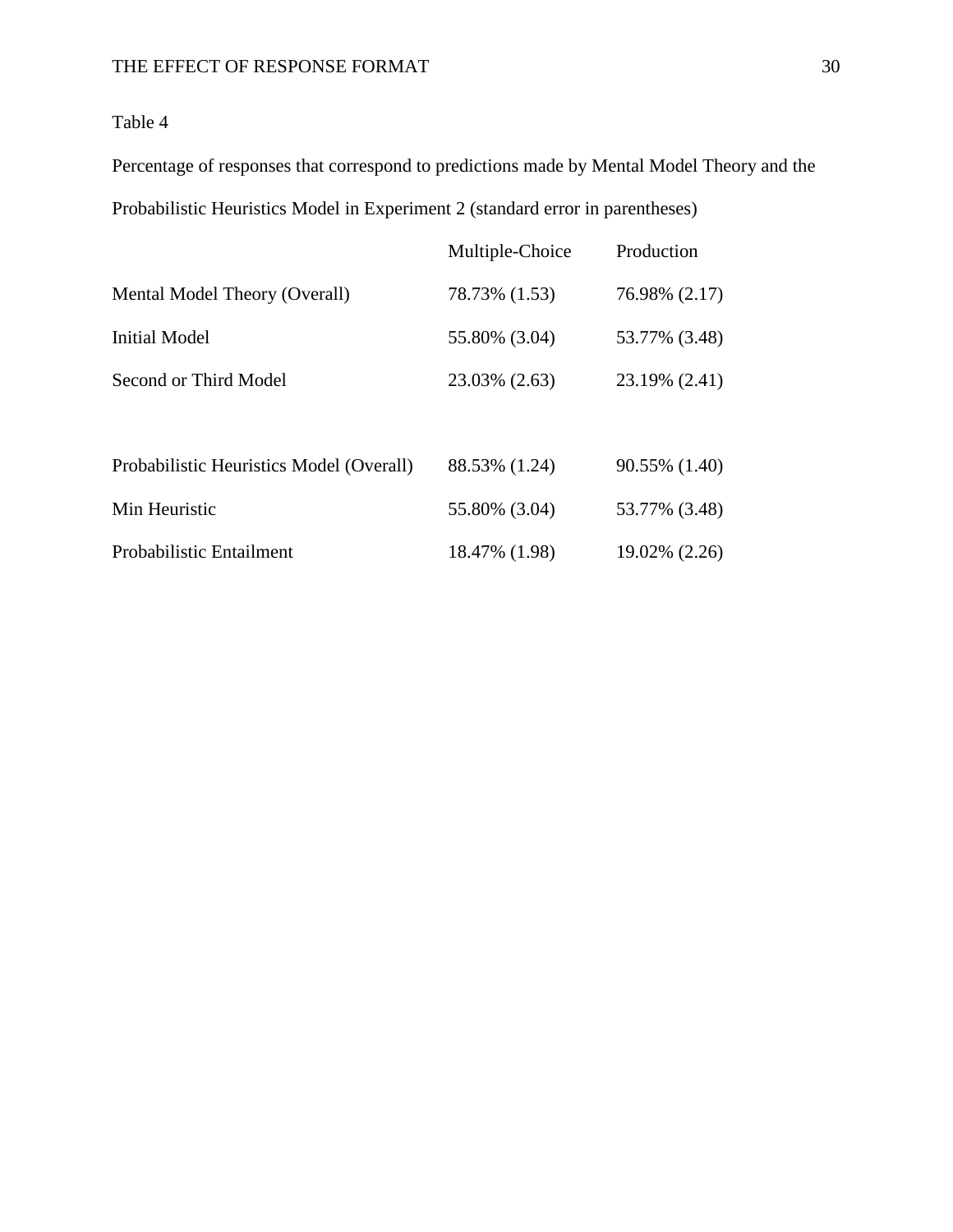Table 4

Percentage of responses that correspond to predictions made by Mental Model Theory and the Probabilistic Heuristics Model in Experiment 2 (standard error in parentheses)

| | Multiple-Choice | Production |
|---|---|---|
| Mental Model Theory (Overall) | 78.73% (1.53) | 76.98% (2.17) |
| Initial Model | 55.80% (3.04) | 53.77% (3.48) |
| Second or Third Model | 23.03% (2.63) | 23.19% (2.41) |
| | | |
| Probabilistic Heuristics Model (Overall) | 88.53% (1.24) | 90.55% (1.40) |
| Min Heuristic | 55.80% (3.04) | 53.77% (3.48) |
| Probabilistic Entailment | 18.47% (1.98) | 19.02% (2.26) |